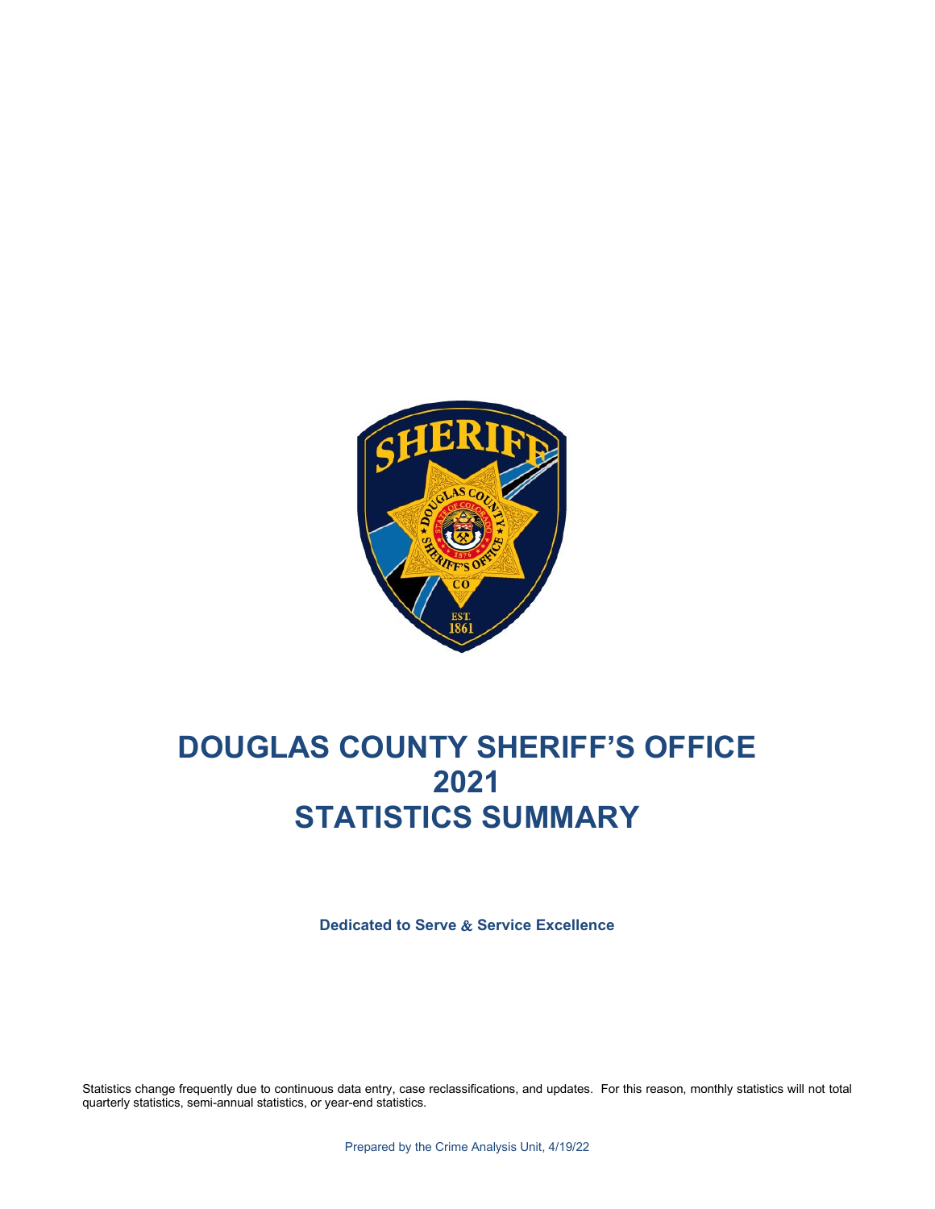# DOUGLAS COUNTY SHERIFF'S OFFICE
# 2021
# STATISTICS SUMMARY

**Dedicated to Serve & Service Excellence**

Statistics change frequently due to continuous data entry, case reclassifications, and updates. For this reason, monthly statistics will not total quarterly statistics, semi-annual statistics, or year-end statistics.

Prepared by the Crime Analysis Unit, 4/19/22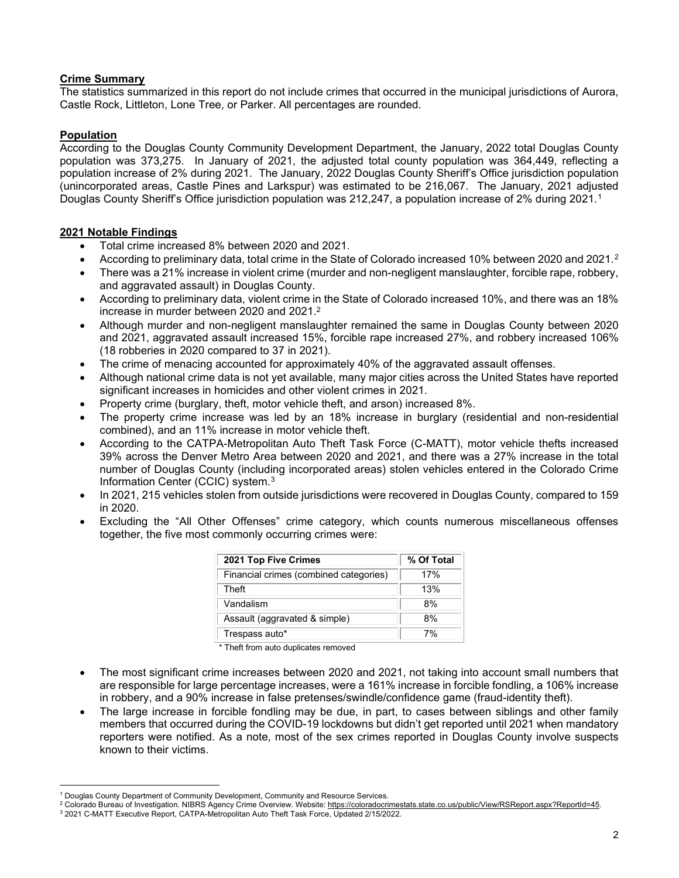## Crime Summary

The statistics summarized in this report do not include crimes that occurred in the municipal jurisdictions of Aurora, Castle Rock, Littleton, Lone Tree, or Parker. All percentages are rounded.

## Population

According to the Douglas County Community Development Department, the January, 2022 total Douglas County population was 373,275. In January of 2021, the adjusted total county population was 364,449, reflecting a population increase of 2% during 2021. The January, 2022 Douglas County Sheriff's Office jurisdiction population (unincorporated areas, Castle Pines and Larkspur) was estimated to be 216,067. The January, 2021 adjusted Douglas County Sheriff's Office jurisdiction population was 212,247, a population increase of 2% during 2021.[1]

## 2021 Notable Findings

- Total crime increased 8% between 2020 and 2021.
- According to preliminary data, total crime in the State of Colorado increased 10% between 2020 and 2021.[2]
- There was a 21% increase in violent crime (murder and non-negligent manslaughter, forcible rape, robbery, and aggravated assault) in Douglas County.
- According to preliminary data, violent crime in the State of Colorado increased 10%, and there was an 18% increase in murder between 2020 and 2021.[2]
- Although murder and non-negligent manslaughter remained the same in Douglas County between 2020 and 2021, aggravated assault increased 15%, forcible rape increased 27%, and robbery increased 106% (18 robberies in 2020 compared to 37 in 2021).
- The crime of menacing accounted for approximately 40% of the aggravated assault offenses.
- Although national crime data is not yet available, many major cities across the United States have reported significant increases in homicides and other violent crimes in 2021.
- Property crime (burglary, theft, motor vehicle theft, and arson) increased 8%.
- The property crime increase was led by an 18% increase in burglary (residential and non-residential combined), and an 11% increase in motor vehicle theft.
- According to the CATPA-Metropolitan Auto Theft Task Force (C-MATT), motor vehicle thefts increased 39% across the Denver Metro Area between 2020 and 2021, and there was a 27% increase in the total number of Douglas County (including incorporated areas) stolen vehicles entered in the Colorado Crime Information Center (CCIC) system.[3]
- In 2021, 215 vehicles stolen from outside jurisdictions were recovered in Douglas County, compared to 159 in 2020.
- Excluding the "All Other Offenses" crime category, which counts numerous miscellaneous offenses together, the five most commonly occurring crimes were:

| 2021 Top Five Crimes | % Of Total |
|---|---|
| Financial crimes (combined categories) | 17% |
| Theft | 13% |
| Vandalism | 8% |
| Assault (aggravated & simple) | 8% |
| Trespass auto* | 7% |

\* Theft from auto duplicates removed

- The most significant crime increases between 2020 and 2021, not taking into account small numbers that are responsible for large percentage increases, were a 161% increase in forcible fondling, a 106% increase in robbery, and a 90% increase in false pretenses/swindle/confidence game (fraud-identity theft).
- The large increase in forcible fondling may be due, in part, to cases between siblings and other family members that occurred during the COVID-19 lockdowns but didn't get reported until 2021 when mandatory reporters were notified. As a note, most of the sex crimes reported in Douglas County involve suspects known to their victims.

---

[1] Douglas County Department of Community Development, Community and Resource Services.

[2] Colorado Bureau of Investigation. NIBRS Agency Crime Overview. Website: https://coloradocrimestats.state.co.us/public/View/RSReport.aspx?ReportId=45.

[3] 2021 C-MATT Executive Report, CATPA-Metropolitan Auto Theft Task Force, Updated 2/15/2022.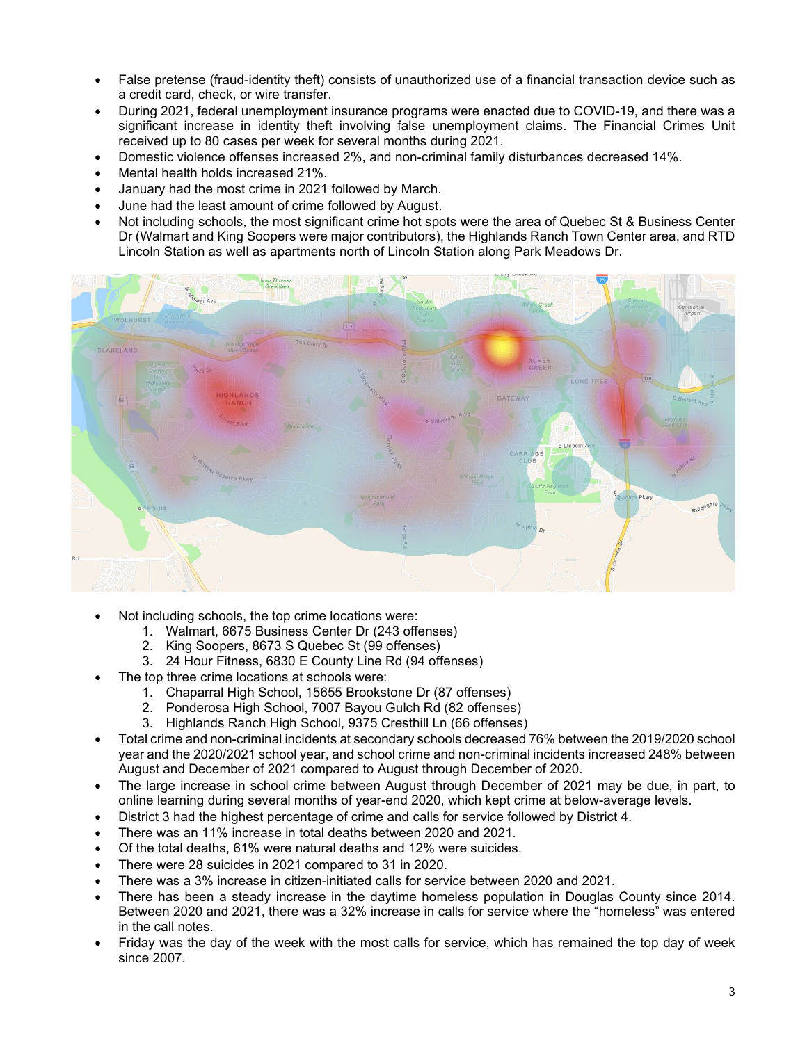- False pretense (fraud-identity theft) consists of unauthorized use of a financial transaction device such as a credit card, check, or wire transfer.
- During 2021, federal unemployment insurance programs were enacted due to COVID-19, and there was a significant increase in identity theft involving false unemployment claims. The Financial Crimes Unit received up to 80 cases per week for several months during 2021.
- Domestic violence offenses increased 2%, and non-criminal family disturbances decreased 14%.
- Mental health holds increased 21%.
- January had the most crime in 2021 followed by March.
- June had the least amount of crime followed by August.
- Not including schools, the most significant crime hot spots were the area of Quebec St & Business Center Dr (Walmart and King Soopers were major contributors), the Highlands Ranch Town Center area, and RTD Lincoln Station as well as apartments north of Lincoln Station along Park Meadows Dr.

- Not including schools, the top crime locations were:
  1. Walmart, 6675 Business Center Dr (243 offenses)
  2. King Soopers, 8673 S Quebec St (99 offenses)
  3. 24 Hour Fitness, 6830 E County Line Rd (94 offenses)
- The top three crime locations at schools were:
  1. Chaparral High School, 15655 Brookstone Dr (87 offenses)
  2. Ponderosa High School, 7007 Bayou Gulch Rd (82 offenses)
  3. Highlands Ranch High School, 9375 Cresthill Ln (66 offenses)
- Total crime and non-criminal incidents at secondary schools decreased 76% between the 2019/2020 school year and the 2020/2021 school year, and school crime and non-criminal incidents increased 248% between August and December of 2021 compared to August through December of 2020.
- The large increase in school crime between August through December of 2021 may be due, in part, to online learning during several months of year-end 2020, which kept crime at below-average levels.
- District 3 had the highest percentage of crime and calls for service followed by District 4.
- There was an 11% increase in total deaths between 2020 and 2021.
- Of the total deaths, 61% were natural deaths and 12% were suicides.
- There were 28 suicides in 2021 compared to 31 in 2020.
- There was a 3% increase in citizen-initiated calls for service between 2020 and 2021.
- There has been a steady increase in the daytime homeless population in Douglas County since 2014. Between 2020 and 2021, there was a 32% increase in calls for service where the "homeless" was entered in the call notes.
- Friday was the day of the week with the most calls for service, which has remained the top day of week since 2007.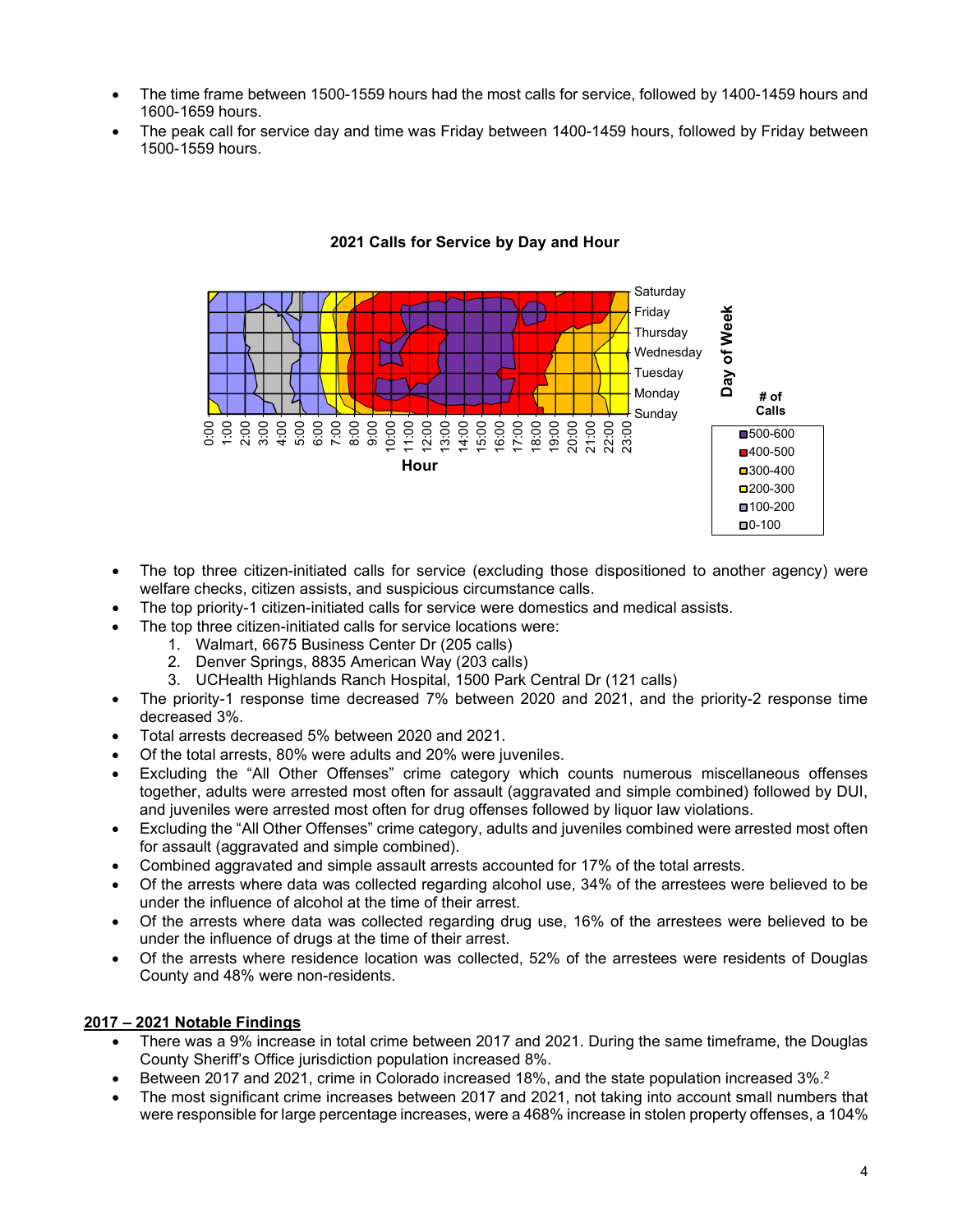- The time frame between 1500-1559 hours had the most calls for service, followed by 1400-1459 hours and 1600-1659 hours.
- The peak call for service day and time was Friday between 1400-1459 hours, followed by Friday between 1500-1559 hours.

**2021 Calls for Service by Day and Hour**

- The top three citizen-initiated calls for service (excluding those dispositioned to another agency) were welfare checks, citizen assists, and suspicious circumstance calls.
- The top priority-1 citizen-initiated calls for service were domestics and medical assists.
- The top three citizen-initiated calls for service locations were:
  1. Walmart, 6675 Business Center Dr (205 calls)
  2. Denver Springs, 8835 American Way (203 calls)
  3. UCHealth Highlands Ranch Hospital, 1500 Park Central Dr (121 calls)
- The priority-1 response time decreased 7% between 2020 and 2021, and the priority-2 response time decreased 3%.
- Total arrests decreased 5% between 2020 and 2021.
- Of the total arrests, 80% were adults and 20% were juveniles.
- Excluding the "All Other Offenses" crime category which counts numerous miscellaneous offenses together, adults were arrested most often for assault (aggravated and simple combined) followed by DUI, and juveniles were arrested most often for drug offenses followed by liquor law violations.
- Excluding the "All Other Offenses" crime category, adults and juveniles combined were arrested most often for assault (aggravated and simple combined).
- Combined aggravated and simple assault arrests accounted for 17% of the total arrests.
- Of the arrests where data was collected regarding alcohol use, 34% of the arrestees were believed to be under the influence of alcohol at the time of their arrest.
- Of the arrests where data was collected regarding drug use, 16% of the arrestees were believed to be under the influence of drugs at the time of their arrest.
- Of the arrests where residence location was collected, 52% of the arrestees were residents of Douglas County and 48% were non-residents.

## 2017 – 2021 Notable Findings

- There was a 9% increase in total crime between 2017 and 2021. During the same timeframe, the Douglas County Sheriff's Office jurisdiction population increased 8%.
- Between 2017 and 2021, crime in Colorado increased 18%, and the state population increased 3%.[2]
- The most significant crime increases between 2017 and 2021, not taking into account small numbers that were responsible for large percentage increases, were a 468% increase in stolen property offenses, a 104%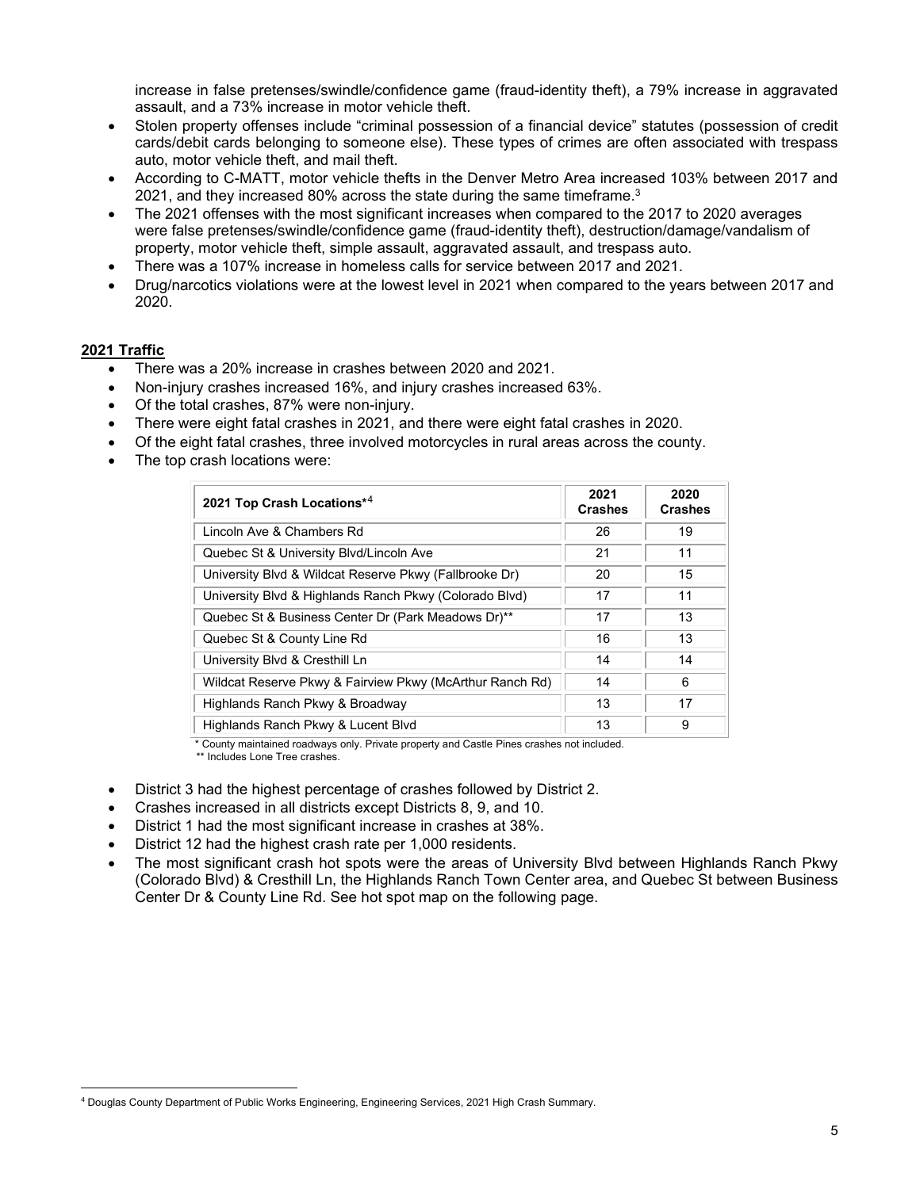increase in false pretenses/swindle/confidence game (fraud-identity theft), a 79% increase in aggravated assault, and a 73% increase in motor vehicle theft.

- Stolen property offenses include "criminal possession of a financial device" statutes (possession of credit cards/debit cards belonging to someone else). These types of crimes are often associated with trespass auto, motor vehicle theft, and mail theft.
- According to C-MATT, motor vehicle thefts in the Denver Metro Area increased 103% between 2017 and 2021, and they increased 80% across the state during the same timeframe.[3]
- The 2021 offenses with the most significant increases when compared to the 2017 to 2020 averages were false pretenses/swindle/confidence game (fraud-identity theft), destruction/damage/vandalism of property, motor vehicle theft, simple assault, aggravated assault, and trespass auto.
- There was a 107% increase in homeless calls for service between 2017 and 2021.
- Drug/narcotics violations were at the lowest level in 2021 when compared to the years between 2017 and 2020.

**2021 Traffic**

- There was a 20% increase in crashes between 2020 and 2021.
- Non-injury crashes increased 16%, and injury crashes increased 63%.
- Of the total crashes, 87% were non-injury.
- There were eight fatal crashes in 2021, and there were eight fatal crashes in 2020.
- Of the eight fatal crashes, three involved motorcycles in rural areas across the county.
- The top crash locations were:

| 2021 Top Crash Locations*[4] | 2021 Crashes | 2020 Crashes |
| --- | --- | --- |
| Lincoln Ave & Chambers Rd | 26 | 19 |
| Quebec St & University Blvd/Lincoln Ave | 21 | 11 |
| University Blvd & Wildcat Reserve Pkwy (Fallbrooke Dr) | 20 | 15 |
| University Blvd & Highlands Ranch Pkwy (Colorado Blvd) | 17 | 11 |
| Quebec St & Business Center Dr (Park Meadows Dr)** | 17 | 13 |
| Quebec St & County Line Rd | 16 | 13 |
| University Blvd & Cresthill Ln | 14 | 14 |
| Wildcat Reserve Pkwy & Fairview Pkwy (McArthur Ranch Rd) | 14 | 6 |
| Highlands Ranch Pkwy & Broadway | 13 | 17 |
| Highlands Ranch Pkwy & Lucent Blvd | 13 | 9 |

\* County maintained roadways only. Private property and Castle Pines crashes not included.
** Includes Lone Tree crashes.

- District 3 had the highest percentage of crashes followed by District 2.
- Crashes increased in all districts except Districts 8, 9, and 10.
- District 1 had the most significant increase in crashes at 38%.
- District 12 had the highest crash rate per 1,000 residents.
- The most significant crash hot spots were the areas of University Blvd between Highlands Ranch Pkwy (Colorado Blvd) & Cresthill Ln, the Highlands Ranch Town Center area, and Quebec St between Business Center Dr & County Line Rd. See hot spot map on the following page.

[4] Douglas County Department of Public Works Engineering, Engineering Services, 2021 High Crash Summary.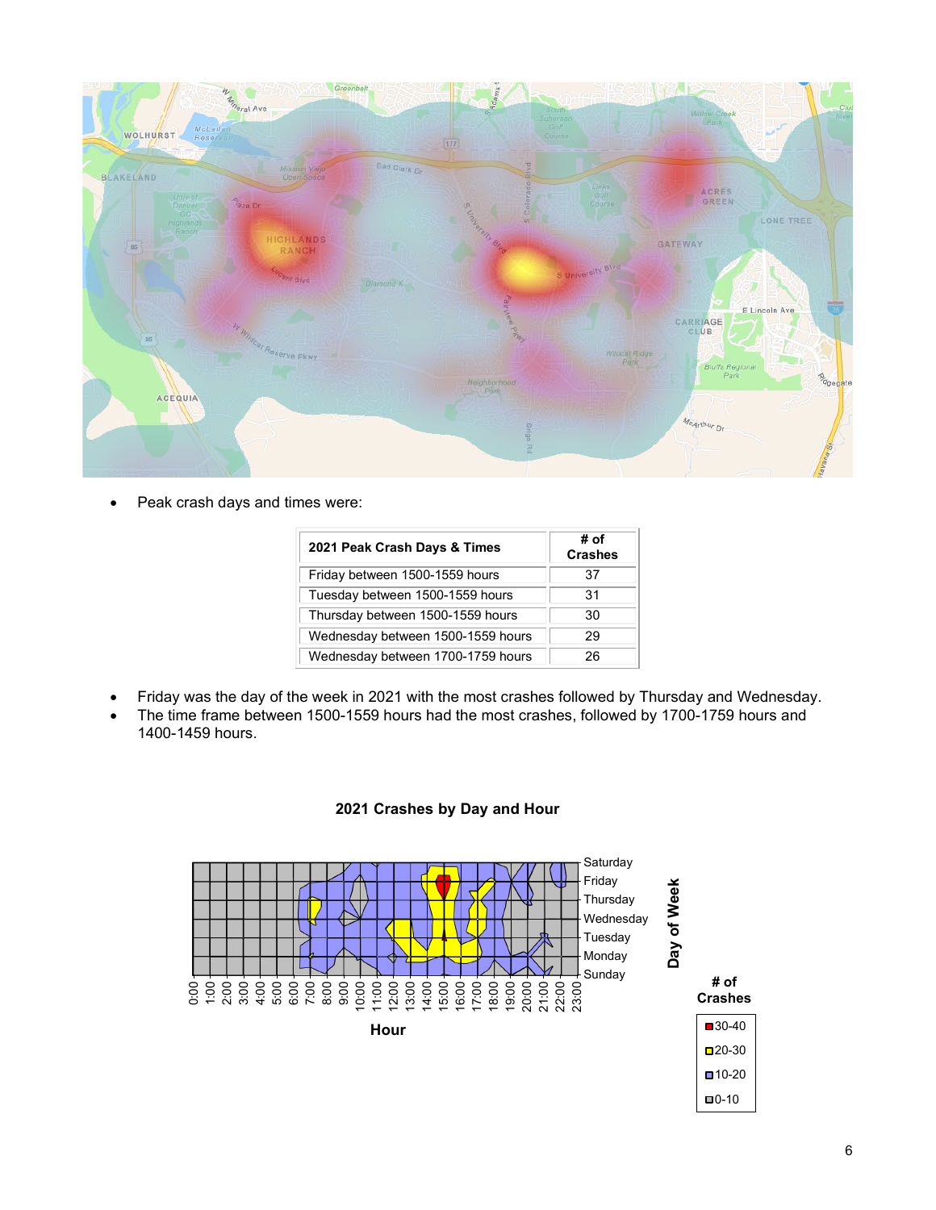- Peak crash days and times were:

| 2021 Peak Crash Days & Times | # of Crashes |
|---|---|
| Friday between 1500-1559 hours | 37 |
| Tuesday between 1500-1559 hours | 31 |
| Thursday between 1500-1559 hours | 30 |
| Wednesday between 1500-1559 hours | 29 |
| Wednesday between 1700-1759 hours | 26 |

- Friday was the day of the week in 2021 with the most crashes followed by Thursday and Wednesday.
- The time frame between 1500-1559 hours had the most crashes, followed by 1700-1759 hours and 1400-1459 hours.

**2021 Crashes by Day and Hour**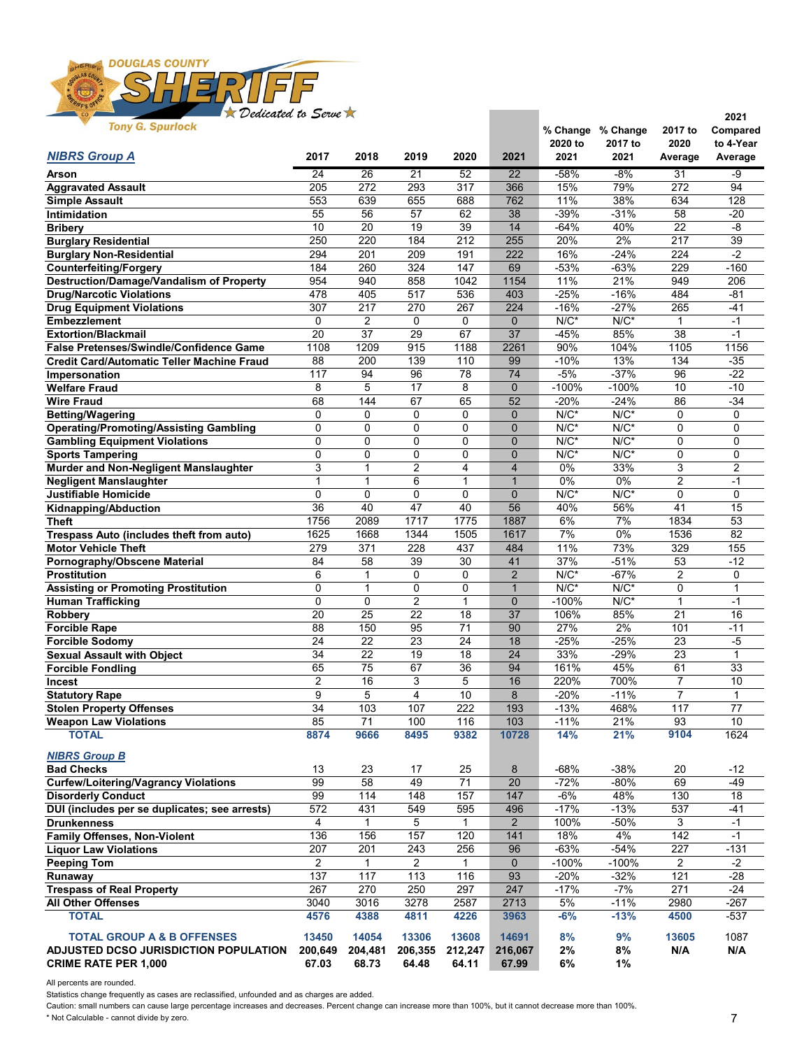DOUGLAS COUNTY SHERIFF ★ Dedicated to Serve ★

Tony G. Spurlock

| NIBRS Group A | 2017 | 2018 | 2019 | 2020 | 2021 | % Change 2020 to 2021 | % Change 2017 to 2021 | 2017 to 2020 Average | 2021 Compared to 4-Year Average |
|---|---|---|---|---|---|---|---|---|---|
| Arson | 24 | 26 | 21 | 52 | 22 | -58% | -8% | 31 | -9 |
| Aggravated Assault | 205 | 272 | 293 | 317 | 366 | 15% | 79% | 272 | 94 |
| Simple Assault | 553 | 639 | 655 | 688 | 762 | 11% | 38% | 634 | 128 |
| Intimidation | 55 | 56 | 57 | 62 | 38 | -39% | -31% | 58 | -20 |
| Bribery | 10 | 20 | 19 | 39 | 14 | -64% | 40% | 22 | -8 |
| Burglary Residential | 250 | 220 | 184 | 212 | 255 | 20% | 2% | 217 | 39 |
| Burglary Non-Residential | 294 | 201 | 209 | 191 | 222 | 16% | -24% | 224 | -2 |
| Counterfeiting/Forgery | 184 | 260 | 324 | 147 | 69 | -53% | -63% | 229 | -160 |
| Destruction/Damage/Vandalism of Property | 954 | 940 | 858 | 1042 | 1154 | 11% | 21% | 949 | 206 |
| Drug/Narcotic Violations | 478 | 405 | 517 | 536 | 403 | -25% | -16% | 484 | -81 |
| Drug Equipment Violations | 307 | 217 | 270 | 267 | 224 | -16% | -27% | 265 | -41 |
| Embezzlement | 0 | 2 | 0 | 0 | 0 | N/C* | N/C* | 1 | -1 |
| Extortion/Blackmail | 20 | 37 | 29 | 67 | 37 | -45% | 85% | 38 | -1 |
| False Pretenses/Swindle/Confidence Game | 1108 | 1209 | 915 | 1188 | 2261 | 90% | 104% | 1105 | 1156 |
| Credit Card/Automatic Teller Machine Fraud | 88 | 200 | 139 | 110 | 99 | -10% | 13% | 134 | -35 |
| Impersonation | 117 | 94 | 96 | 78 | 74 | -5% | -37% | 96 | -22 |
| Welfare Fraud | 8 | 5 | 17 | 8 | 0 | -100% | -100% | 10 | -10 |
| Wire Fraud | 68 | 144 | 67 | 65 | 52 | -20% | -24% | 86 | -34 |
| Betting/Wagering | 0 | 0 | 0 | 0 | 0 | N/C* | N/C* | 0 | 0 |
| Operating/Promoting/Assisting Gambling | 0 | 0 | 0 | 0 | 0 | N/C* | N/C* | 0 | 0 |
| Gambling Equipment Violations | 0 | 0 | 0 | 0 | 0 | N/C* | N/C* | 0 | 0 |
| Sports Tampering | 0 | 0 | 0 | 0 | 0 | N/C* | N/C* | 0 | 0 |
| Murder and Non-Negligent Manslaughter | 3 | 1 | 2 | 4 | 4 | 0% | 33% | 3 | 2 |
| Negligent Manslaughter | 1 | 1 | 6 | 1 | 1 | 0% | 0% | 2 | -1 |
| Justifiable Homicide | 0 | 0 | 0 | 0 | 0 | N/C* | N/C* | 0 | 0 |
| Kidnapping/Abduction | 36 | 40 | 47 | 40 | 56 | 40% | 56% | 41 | 15 |
| Theft | 1756 | 2089 | 1717 | 1775 | 1887 | 6% | 7% | 1834 | 53 |
| Trespass Auto (includes theft from auto) | 1625 | 1668 | 1344 | 1505 | 1617 | 7% | 0% | 1536 | 82 |
| Motor Vehicle Theft | 279 | 371 | 228 | 437 | 484 | 11% | 73% | 329 | 155 |
| Pornography/Obscene Material | 84 | 58 | 39 | 30 | 41 | 37% | -51% | 53 | -12 |
| Prostitution | 6 | 1 | 0 | 0 | 2 | N/C* | -67% | 2 | 0 |
| Assisting or Promoting Prostitution | 0 | 1 | 0 | 0 | 1 | N/C* | N/C* | 0 | 1 |
| Human Trafficking | 0 | 0 | 2 | 1 | 0 | -100% | N/C* | 1 | -1 |
| Robbery | 20 | 25 | 22 | 18 | 37 | 106% | 85% | 21 | 16 |
| Forcible Rape | 88 | 150 | 95 | 71 | 90 | 27% | 2% | 101 | -11 |
| Forcible Sodomy | 24 | 22 | 23 | 24 | 18 | -25% | -25% | 23 | -5 |
| Sexual Assault with Object | 34 | 22 | 19 | 18 | 24 | 33% | -29% | 23 | 1 |
| Forcible Fondling | 65 | 75 | 67 | 36 | 94 | 161% | 45% | 61 | 33 |
| Incest | 2 | 16 | 3 | 5 | 16 | 220% | 700% | 7 | 10 |
| Statutory Rape | 9 | 5 | 4 | 10 | 8 | -20% | -11% | 7 | 1 |
| Stolen Property Offenses | 34 | 103 | 107 | 222 | 193 | -13% | 468% | 117 | 77 |
| Weapon Law Violations | 85 | 71 | 100 | 116 | 103 | -11% | 21% | 93 | 10 |
| **TOTAL** | **8874** | **9666** | **8495** | **9382** | **10728** | **14%** | **21%** | **9104** | 1624 |
| **NIBRS Group B** | | | | | | | | | |
| Bad Checks | 13 | 23 | 17 | 25 | 8 | -68% | -38% | 20 | -12 |
| Curfew/Loitering/Vagrancy Violations | 99 | 58 | 49 | 71 | 20 | -72% | -80% | 69 | -49 |
| Disorderly Conduct | 99 | 114 | 148 | 157 | 147 | -6% | 48% | 130 | 18 |
| DUI (includes per se duplicates; see arrests) | 572 | 431 | 549 | 595 | 496 | -17% | -13% | 537 | -41 |
| Drunkenness | 4 | 1 | 5 | 1 | 2 | 100% | -50% | 3 | -1 |
| Family Offenses, Non-Violent | 136 | 156 | 157 | 120 | 141 | 18% | 4% | 142 | -1 |
| Liquor Law Violations | 207 | 201 | 243 | 256 | 96 | -63% | -54% | 227 | -131 |
| Peeping Tom | 2 | 1 | 2 | 1 | 0 | -100% | -100% | 2 | -2 |
| Runaway | 137 | 117 | 113 | 116 | 93 | -20% | -32% | 121 | -28 |
| Trespass of Real Property | 267 | 270 | 250 | 297 | 247 | -17% | -7% | 271 | -24 |
| All Other Offenses | 3040 | 3016 | 3278 | 2587 | 2713 | 5% | -11% | 2980 | -267 |
| **TOTAL** | **4576** | **4388** | **4811** | **4226** | **3963** | **-6%** | **-13%** | **4500** | -537 |
| **TOTAL GROUP A & B OFFENSES** | **13450** | **14054** | **13306** | **13608** | **14691** | **8%** | **9%** | **13605** | 1087 |
| **ADJUSTED DCSO JURISDICTION POPULATION** | **200,649** | **204,481** | **206,355** | **212,247** | **216,067** | **2%** | **8%** | **N/A** | **N/A** |
| **CRIME RATE PER 1,000** | **67.03** | **68.73** | **64.48** | **64.11** | **67.99** | **6%** | **1%** | | |

All percents are rounded.

Statistics change frequently as cases are reclassified, unfounded and as charges are added.

Caution: small numbers can cause large percentage increases and decreases. Percent change can increase more than 100%, but it cannot decrease more than 100%.

* Not Calculable - cannot divide by zero.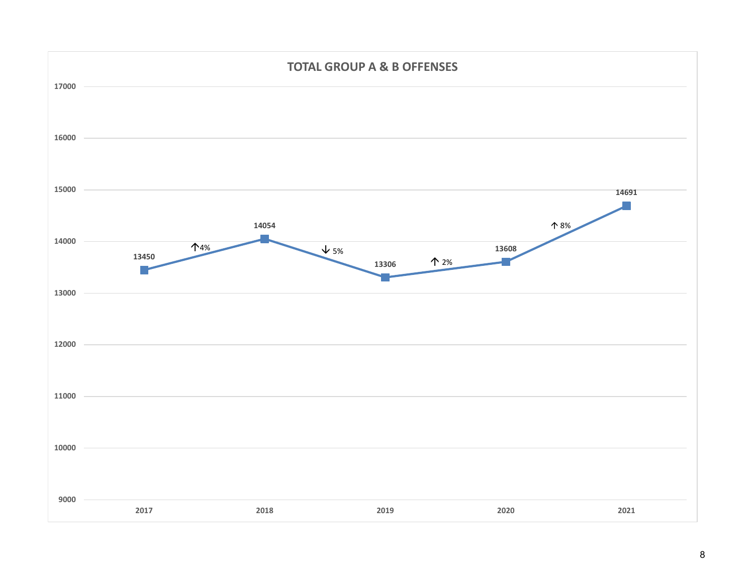## TOTAL GROUP A & B OFFENSES

| Year | Offenses | Change |
|---|---|---|
| 2017 | 13450 | |
| 2018 | 14054 | ↑4% |
| 2019 | 13306 | ↓ 5% |
| 2020 | 13608 | ↑ 2% |
| 2021 | 14691 | ↑ 8% |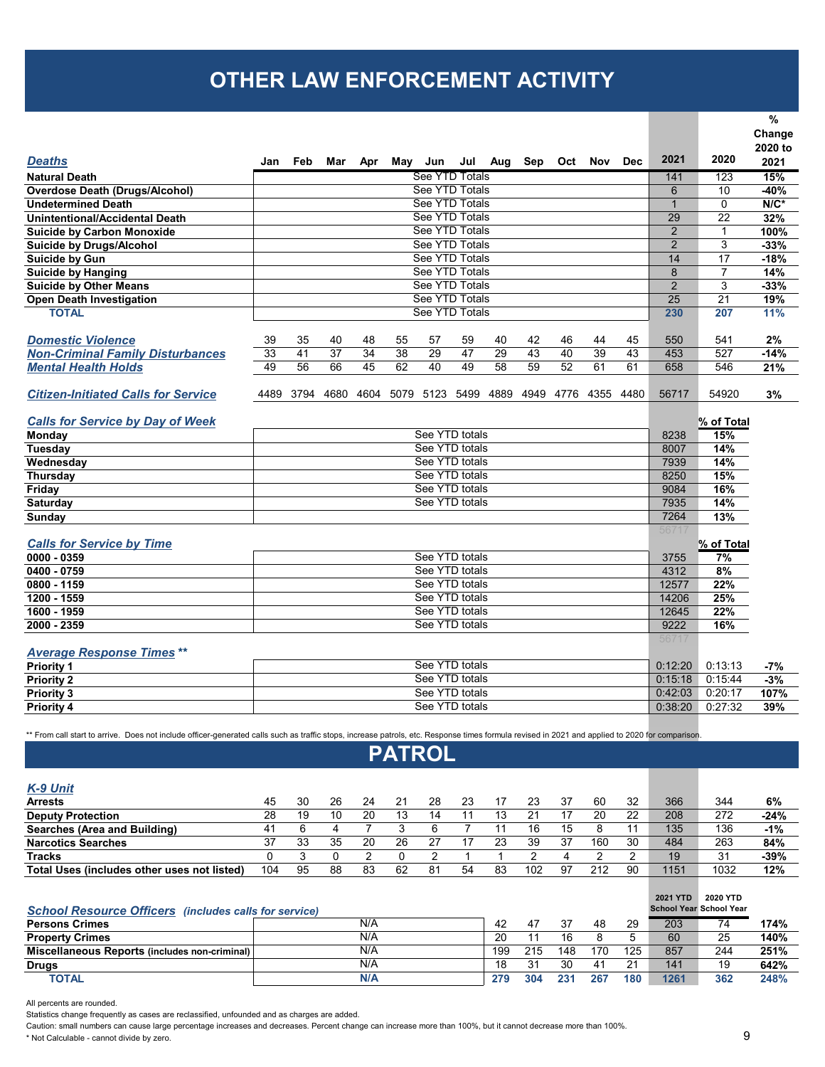# OTHER LAW ENFORCEMENT ACTIVITY

| *Deaths* | Jan | Feb | Mar | Apr | May | Jun | Jul | Aug | Sep | Oct | Nov | Dec | 2021 | 2020 | % Change 2020 to 2021 |
|---|---|---|---|---|---|---|---|---|---|---|---|---|---|---|---|
| **Natural Death** | | | | | | See YTD Totals | | | | | | | 141 | 123 | **15%** |
| **Overdose Death (Drugs/Alcohol)** | | | | | | See YTD Totals | | | | | | | 6 | 10 | **-40%** |
| **Undetermined Death** | | | | | | See YTD Totals | | | | | | | 1 | 0 | **N/C*** |
| **Unintentional/Accidental Death** | | | | | | See YTD Totals | | | | | | | 29 | 22 | **32%** |
| **Suicide by Carbon Monoxide** | | | | | | See YTD Totals | | | | | | | 2 | 1 | **100%** |
| **Suicide by Drugs/Alcohol** | | | | | | See YTD Totals | | | | | | | 2 | 3 | **-33%** |
| **Suicide by Gun** | | | | | | See YTD Totals | | | | | | | 14 | 17 | **-18%** |
| **Suicide by Hanging** | | | | | | See YTD Totals | | | | | | | 8 | 7 | **14%** |
| **Suicide by Other Means** | | | | | | See YTD Totals | | | | | | | 2 | 3 | **-33%** |
| **Open Death Investigation** | | | | | | See YTD Totals | | | | | | | 25 | 21 | **19%** |
| **TOTAL** | | | | | | See YTD Totals | | | | | | | **230** | **207** | **11%** |
| | | | | | | | | | | | | | | | |
| ***Domestic Violence*** | 39 | 35 | 40 | 48 | 55 | 57 | 59 | 40 | 42 | 46 | 44 | 45 | 550 | 541 | **2%** |
| ***Non-Criminal Family Disturbances*** | 33 | 41 | 37 | 34 | 38 | 29 | 47 | 29 | 43 | 40 | 39 | 43 | 453 | 527 | **-14%** |
| ***Mental Health Holds*** | 49 | 56 | 66 | 45 | 62 | 40 | 49 | 58 | 59 | 52 | 61 | 61 | 658 | 546 | **21%** |
| | | | | | | | | | | | | | | | |
| ***Citizen-Initiated Calls for Service*** | 4489 | 3794 | 4680 | 4604 | 5079 | 5123 | 5499 | 4889 | 4949 | 4776 | 4355 | 4480 | 56717 | 54920 | **3%** |

| *Calls for Service by Day of Week* | | 2021 | % of Total |
|---|---|---|---|
| **Monday** | See YTD totals | 8238 | **15%** |
| **Tuesday** | See YTD totals | 8007 | **14%** |
| **Wednesday** | See YTD totals | 7939 | **14%** |
| **Thursday** | See YTD totals | 8250 | **15%** |
| **Friday** | See YTD totals | 9084 | **16%** |
| **Saturday** | See YTD totals | 7935 | **14%** |
| **Sunday** | | 7264 | **13%** |
| | | 56717 | |

| *Calls for Service by Time* | | 2021 | % of Total |
|---|---|---|---|
| **0000 - 0359** | See YTD totals | 3755 | **7%** |
| **0400 - 0759** | See YTD totals | 4312 | **8%** |
| **0800 - 1159** | See YTD totals | 12577 | **22%** |
| **1200 - 1559** | See YTD totals | 14206 | **25%** |
| **1600 - 1959** | See YTD totals | 12645 | **22%** |
| **2000 - 2359** | See YTD totals | 9222 | **16%** |
| | | 56717 | |

| *Average Response Times* ** | | 2021 | 2020 | % Change 2020 to 2021 |
|---|---|---|---|---|
| **Priority 1** | See YTD totals | 0:12:20 | 0:13:13 | **-7%** |
| **Priority 2** | See YTD totals | 0:15:18 | 0:15:44 | **-3%** |
| **Priority 3** | See YTD totals | 0:42:03 | 0:20:17 | **107%** |
| **Priority 4** | See YTD totals | 0:38:20 | 0:27:32 | **39%** |

** From call start to arrive. Does not include officer-generated calls such as traffic stops, increase patrols, etc. Response times formula revised in 2021 and applied to 2020 for comparison.

# PATROL

| *K-9 Unit* | Jan | Feb | Mar | Apr | May | Jun | Jul | Aug | Sep | Oct | Nov | Dec | 2021 | 2020 | % Change 2020 to 2021 |
|---|---|---|---|---|---|---|---|---|---|---|---|---|---|---|---|
| **Arrests** | 45 | 30 | 26 | 24 | 21 | 28 | 23 | 17 | 23 | 37 | 60 | 32 | 366 | 344 | **6%** |
| **Deputy Protection** | 28 | 19 | 10 | 20 | 13 | 14 | 11 | 13 | 21 | 17 | 20 | 22 | 208 | 272 | **-24%** |
| **Searches (Area and Building)** | 41 | 6 | 4 | 7 | 3 | 6 | 7 | 11 | 16 | 15 | 8 | 11 | 135 | 136 | **-1%** |
| **Narcotics Searches** | 37 | 33 | 35 | 20 | 26 | 27 | 17 | 23 | 39 | 37 | 160 | 30 | 484 | 263 | **84%** |
| **Tracks** | 0 | 3 | 0 | 2 | 0 | 2 | 1 | 1 | 2 | 4 | 2 | 2 | 19 | 31 | **-39%** |
| **Total Uses (includes other uses not listed)** | 104 | 95 | 88 | 83 | 62 | 81 | 54 | 83 | 102 | 97 | 212 | 90 | 1151 | 1032 | **12%** |

| ***School Resource Officers*** *(includes calls for service)* | Jan–Jul | Aug | Sep | Oct | Nov | Dec | 2021 YTD School Year | 2020 YTD School Year | % Change |
|---|---|---|---|---|---|---|---|---|---|
| **Persons Crimes** | N/A | 42 | 47 | 37 | 48 | 29 | 203 | 74 | **174%** |
| **Property Crimes** | N/A | 20 | 11 | 16 | 8 | 5 | 60 | 25 | **140%** |
| **Miscellaneous Reports (includes non-criminal)** | N/A | 199 | 215 | 148 | 170 | 125 | 857 | 244 | **251%** |
| **Drugs** | N/A | 18 | 31 | 30 | 41 | 21 | 141 | 19 | **642%** |
| **TOTAL** | **N/A** | **279** | **304** | **231** | **267** | **180** | **1261** | **362** | **248%** |

All percents are rounded.

Statistics change frequently as cases are reclassified, unfounded and as charges are added.

Caution: small numbers can cause large percentage increases and decreases. Percent change can increase more than 100%, but it cannot decrease more than 100%.

* Not Calculable - cannot divide by zero.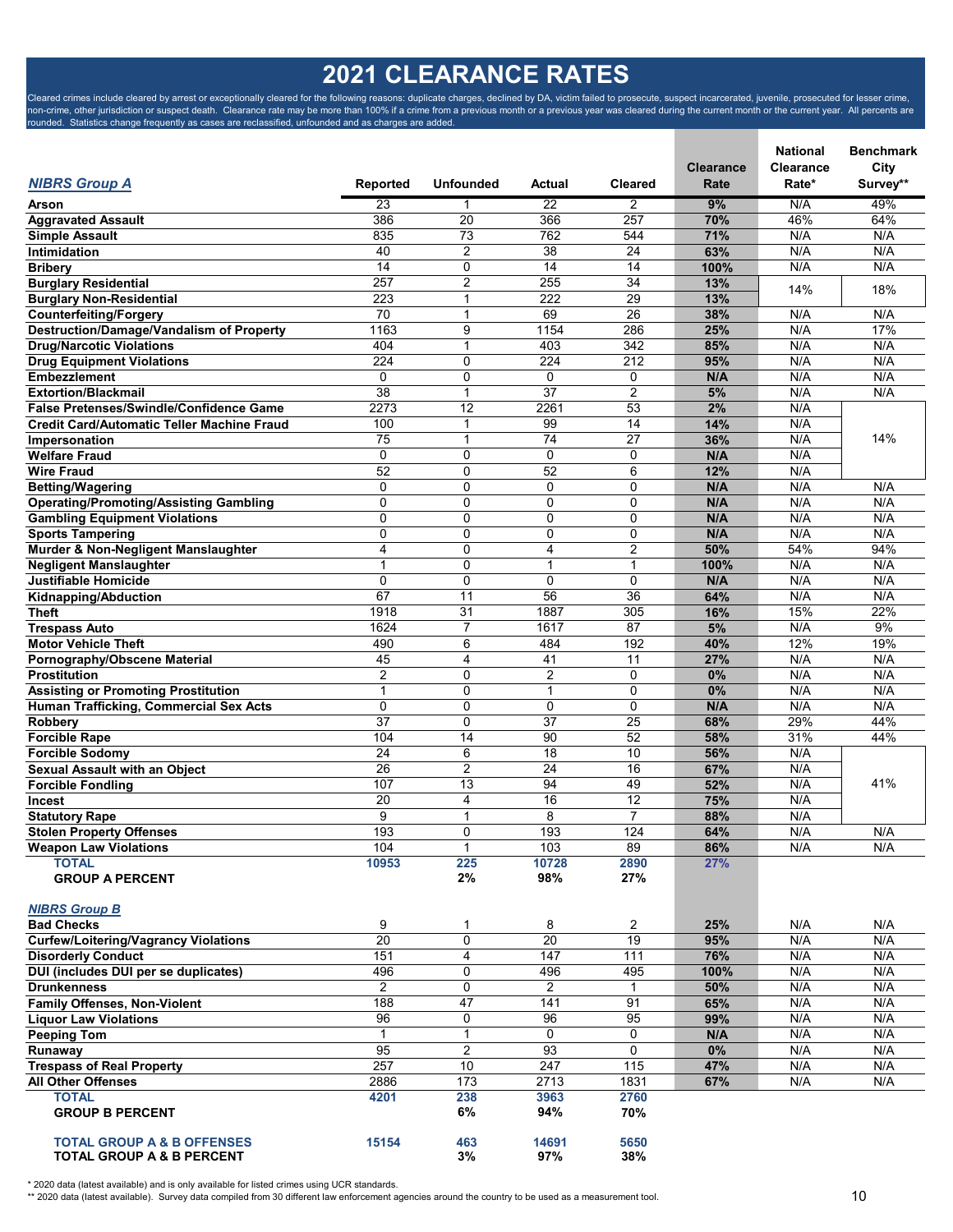# 2021 CLEARANCE RATES

Cleared crimes include cleared by arrest or exceptionally cleared for the following reasons: duplicate charges, declined by DA, victim failed to prosecute, suspect incarcerated, juvenile, prosecuted for lesser crime, non-crime, other jurisdiction or suspect death. Clearance rate may be more than 100% if a crime from a previous month or a previous year was cleared during the current month or the current year. All percents are rounded. Statistics change frequently as cases are reclassified, unfounded and as charges are added.

| ***NIBRS Group A*** | Reported | Unfounded | Actual | Cleared | Clearance Rate | National Clearance Rate* | Benchmark City Survey** |
|---|---|---|---|---|---|---|---|
| **Arson** | 23 | 1 | 22 | 2 | **9%** | N/A | 49% |
| **Aggravated Assault** | 386 | 20 | 366 | 257 | **70%** | 46% | 64% |
| **Simple Assault** | 835 | 73 | 762 | 544 | **71%** | N/A | N/A |
| **Intimidation** | 40 | 2 | 38 | 24 | **63%** | N/A | N/A |
| **Bribery** | 14 | 0 | 14 | 14 | **100%** | N/A | N/A |
| **Burglary Residential** | 257 | 2 | 255 | 34 | **13%** | 14% | 18% |
| **Burglary Non-Residential** | 223 | 1 | 222 | 29 | **13%** | | |
| **Counterfeiting/Forgery** | 70 | 1 | 69 | 26 | **38%** | N/A | N/A |
| **Destruction/Damage/Vandalism of Property** | 1163 | 9 | 1154 | 286 | **25%** | N/A | 17% |
| **Drug/Narcotic Violations** | 404 | 1 | 403 | 342 | **85%** | N/A | N/A |
| **Drug Equipment Violations** | 224 | 0 | 224 | 212 | **95%** | N/A | N/A |
| **Embezzlement** | 0 | 0 | 0 | 0 | **N/A** | N/A | N/A |
| **Extortion/Blackmail** | 38 | 1 | 37 | 2 | **5%** | N/A | N/A |
| **False Pretenses/Swindle/Confidence Game** | 2273 | 12 | 2261 | 53 | **2%** | N/A | 14% |
| **Credit Card/Automatic Teller Machine Fraud** | 100 | 1 | 99 | 14 | **14%** | N/A | |
| **Impersonation** | 75 | 1 | 74 | 27 | **36%** | N/A | |
| **Welfare Fraud** | 0 | 0 | 0 | 0 | **N/A** | N/A | |
| **Wire Fraud** | 52 | 0 | 52 | 6 | **12%** | N/A | |
| **Betting/Wagering** | 0 | 0 | 0 | 0 | **N/A** | N/A | N/A |
| **Operating/Promoting/Assisting Gambling** | 0 | 0 | 0 | 0 | **N/A** | N/A | N/A |
| **Gambling Equipment Violations** | 0 | 0 | 0 | 0 | **N/A** | N/A | N/A |
| **Sports Tampering** | 0 | 0 | 0 | 0 | **N/A** | N/A | N/A |
| **Murder & Non-Negligent Manslaughter** | 4 | 0 | 4 | 2 | **50%** | 54% | 94% |
| **Negligent Manslaughter** | 1 | 0 | 1 | 1 | **100%** | N/A | N/A |
| **Justifiable Homicide** | 0 | 0 | 0 | 0 | **N/A** | N/A | N/A |
| **Kidnapping/Abduction** | 67 | 11 | 56 | 36 | **64%** | N/A | N/A |
| **Theft** | 1918 | 31 | 1887 | 305 | **16%** | 15% | 22% |
| **Trespass Auto** | 1624 | 7 | 1617 | 87 | **5%** | N/A | 9% |
| **Motor Vehicle Theft** | 490 | 6 | 484 | 192 | **40%** | 12% | 19% |
| **Pornography/Obscene Material** | 45 | 4 | 41 | 11 | **27%** | N/A | N/A |
| **Prostitution** | 2 | 0 | 2 | 0 | **0%** | N/A | N/A |
| **Assisting or Promoting Prostitution** | 1 | 0 | 1 | 0 | **0%** | N/A | N/A |
| **Human Trafficking, Commercial Sex Acts** | 0 | 0 | 0 | 0 | **N/A** | N/A | N/A |
| **Robbery** | 37 | 0 | 37 | 25 | **68%** | 29% | 44% |
| **Forcible Rape** | 104 | 14 | 90 | 52 | **58%** | 31% | 44% |
| **Forcible Sodomy** | 24 | 6 | 18 | 10 | **56%** | N/A | 41% |
| **Sexual Assault with an Object** | 26 | 2 | 24 | 16 | **67%** | N/A | |
| **Forcible Fondling** | 107 | 13 | 94 | 49 | **52%** | N/A | |
| **Incest** | 20 | 4 | 16 | 12 | **75%** | N/A | |
| **Statutory Rape** | 9 | 1 | 8 | 7 | **88%** | N/A | |
| **Stolen Property Offenses** | 193 | 0 | 193 | 124 | **64%** | N/A | N/A |
| **Weapon Law Violations** | 104 | 1 | 103 | 89 | **86%** | N/A | N/A |
| **TOTAL** | **10953** | **225** | **10728** | **2890** | **27%** | | |
| **GROUP A PERCENT** | | **2%** | **98%** | **27%** | | | |
| ***NIBRS Group B*** | | | | | | | |
| **Bad Checks** | 9 | 1 | 8 | 2 | **25%** | N/A | N/A |
| **Curfew/Loitering/Vagrancy Violations** | 20 | 0 | 20 | 19 | **95%** | N/A | N/A |
| **Disorderly Conduct** | 151 | 4 | 147 | 111 | **76%** | N/A | N/A |
| **DUI (includes DUI per se duplicates)** | 496 | 0 | 496 | 495 | **100%** | N/A | N/A |
| **Drunkenness** | 2 | 0 | 2 | 1 | **50%** | N/A | N/A |
| **Family Offenses, Non-Violent** | 188 | 47 | 141 | 91 | **65%** | N/A | N/A |
| **Liquor Law Violations** | 96 | 0 | 96 | 95 | **99%** | N/A | N/A |
| **Peeping Tom** | 1 | 1 | 0 | 0 | **N/A** | N/A | N/A |
| **Runaway** | 95 | 2 | 93 | 0 | **0%** | N/A | N/A |
| **Trespass of Real Property** | 257 | 10 | 247 | 115 | **47%** | N/A | N/A |
| **All Other Offenses** | 2886 | 173 | 2713 | 1831 | **67%** | N/A | N/A |
| **TOTAL** | **4201** | **238** | **3963** | **2760** | | | |
| **GROUP B PERCENT** | | **6%** | **94%** | **70%** | | | |
| **TOTAL GROUP A & B OFFENSES** | **15154** | **463** | **14691** | **5650** | | | |
| **TOTAL GROUP A & B PERCENT** | | **3%** | **97%** | **38%** | | | |

\* 2020 data (latest available) and is only available for listed crimes using UCR standards.

\*\* 2020 data (latest available). Survey data compiled from 30 different law enforcement agencies around the country to be used as a measurement tool.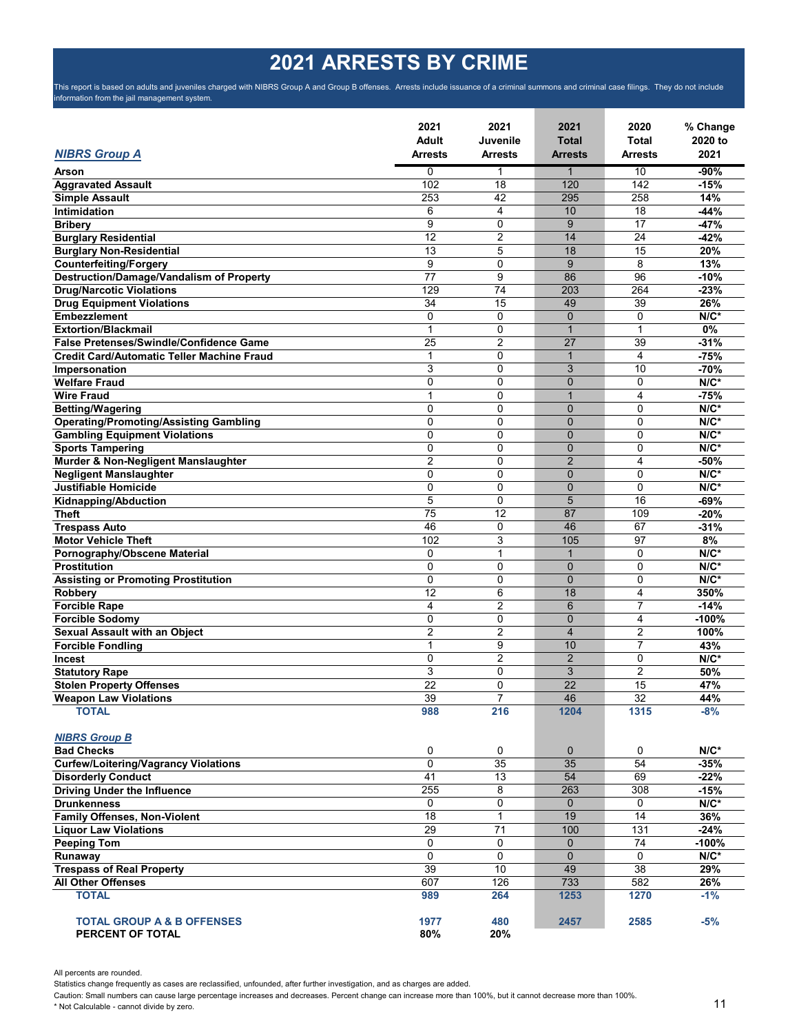# 2021 ARRESTS BY CRIME

This report is based on adults and juveniles charged with NIBRS Group A and Group B offenses. Arrests include issuance of a criminal summons and criminal case filings. They do not include information from the jail management system.

| NIBRS Group A | 2021 Adult Arrests | 2021 Juvenile Arrests | 2021 Total Arrests | 2020 Total Arrests | % Change 2020 to 2021 |
|---|---|---|---|---|---|
| Arson | 0 | 1 | 1 | 10 | -90% |
| Aggravated Assault | 102 | 18 | 120 | 142 | -15% |
| Simple Assault | 253 | 42 | 295 | 258 | 14% |
| Intimidation | 6 | 4 | 10 | 18 | -44% |
| Bribery | 9 | 0 | 9 | 17 | -47% |
| Burglary Residential | 12 | 2 | 14 | 24 | -42% |
| Burglary Non-Residential | 13 | 5 | 18 | 15 | 20% |
| Counterfeiting/Forgery | 9 | 0 | 9 | 8 | 13% |
| Destruction/Damage/Vandalism of Property | 77 | 9 | 86 | 96 | -10% |
| Drug/Narcotic Violations | 129 | 74 | 203 | 264 | -23% |
| Drug Equipment Violations | 34 | 15 | 49 | 39 | 26% |
| Embezzlement | 0 | 0 | 0 | 0 | N/C* |
| Extortion/Blackmail | 1 | 0 | 1 | 1 | 0% |
| False Pretenses/Swindle/Confidence Game | 25 | 2 | 27 | 39 | -31% |
| Credit Card/Automatic Teller Machine Fraud | 1 | 0 | 1 | 4 | -75% |
| Impersonation | 3 | 0 | 3 | 10 | -70% |
| Welfare Fraud | 0 | 0 | 0 | 0 | N/C* |
| Wire Fraud | 1 | 0 | 1 | 4 | -75% |
| Betting/Wagering | 0 | 0 | 0 | 0 | N/C* |
| Operating/Promoting/Assisting Gambling | 0 | 0 | 0 | 0 | N/C* |
| Gambling Equipment Violations | 0 | 0 | 0 | 0 | N/C* |
| Sports Tampering | 0 | 0 | 0 | 0 | N/C* |
| Murder & Non-Negligent Manslaughter | 2 | 0 | 2 | 4 | -50% |
| Negligent Manslaughter | 0 | 0 | 0 | 0 | N/C* |
| Justifiable Homicide | 0 | 0 | 0 | 0 | N/C* |
| Kidnapping/Abduction | 5 | 0 | 5 | 16 | -69% |
| Theft | 75 | 12 | 87 | 109 | -20% |
| Trespass Auto | 46 | 0 | 46 | 67 | -31% |
| Motor Vehicle Theft | 102 | 3 | 105 | 97 | 8% |
| Pornography/Obscene Material | 0 | 1 | 1 | 0 | N/C* |
| Prostitution | 0 | 0 | 0 | 0 | N/C* |
| Assisting or Promoting Prostitution | 0 | 0 | 0 | 0 | N/C* |
| Robbery | 12 | 6 | 18 | 4 | 350% |
| Forcible Rape | 4 | 2 | 6 | 7 | -14% |
| Forcible Sodomy | 0 | 0 | 0 | 4 | -100% |
| Sexual Assault with an Object | 2 | 2 | 4 | 2 | 100% |
| Forcible Fondling | 1 | 9 | 10 | 7 | 43% |
| Incest | 0 | 2 | 2 | 0 | N/C* |
| Statutory Rape | 3 | 0 | 3 | 2 | 50% |
| Stolen Property Offenses | 22 | 0 | 22 | 15 | 47% |
| Weapon Law Violations | 39 | 7 | 46 | 32 | 44% |
| **TOTAL** | **988** | **216** | **1204** | **1315** | **-8%** |
| **NIBRS Group B** | | | | | |
| Bad Checks | 0 | 0 | 0 | 0 | N/C* |
| Curfew/Loitering/Vagrancy Violations | 0 | 35 | 35 | 54 | -35% |
| Disorderly Conduct | 41 | 13 | 54 | 69 | -22% |
| Driving Under the Influence | 255 | 8 | 263 | 308 | -15% |
| Drunkenness | 0 | 0 | 0 | 0 | N/C* |
| Family Offenses, Non-Violent | 18 | 1 | 19 | 14 | 36% |
| Liquor Law Violations | 29 | 71 | 100 | 131 | -24% |
| Peeping Tom | 0 | 0 | 0 | 74 | -100% |
| Runaway | 0 | 0 | 0 | 0 | N/C* |
| Trespass of Real Property | 39 | 10 | 49 | 38 | 29% |
| All Other Offenses | 607 | 126 | 733 | 582 | 26% |
| **TOTAL** | **989** | **264** | **1253** | **1270** | **-1%** |
| **TOTAL GROUP A & B OFFENSES** | **1977** | **480** | **2457** | **2585** | **-5%** |
| **PERCENT OF TOTAL** | **80%** | **20%** | | | |

All percents are rounded.

Statistics change frequently as cases are reclassified, unfounded, after further investigation, and as charges are added.

Caution: Small numbers can cause large percentage increases and decreases. Percent change can increase more than 100%, but it cannot decrease more than 100%.

* Not Calculable - cannot divide by zero.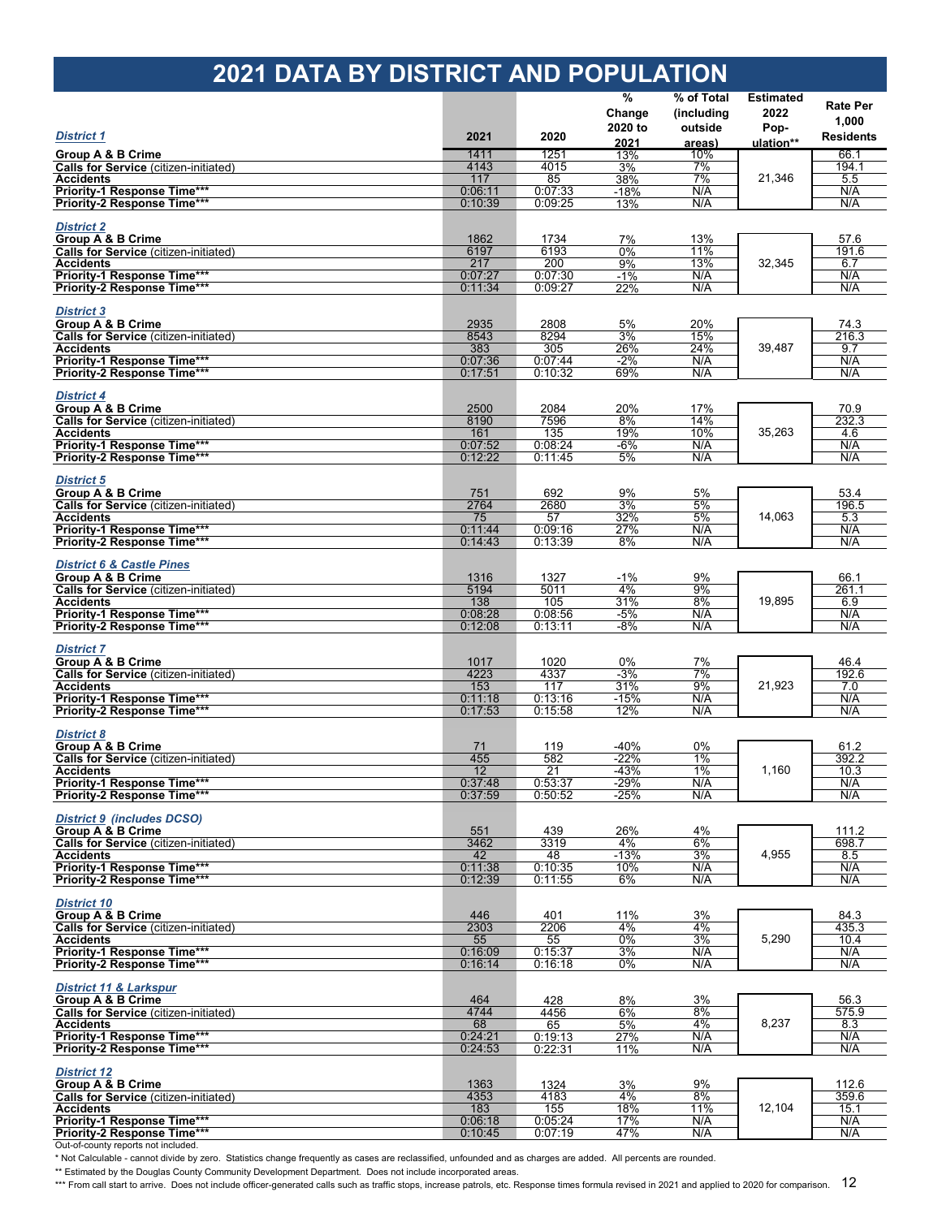# 2021 DATA BY DISTRICT AND POPULATION

| *District 1* | 2021 | 2020 | % Change 2020 to 2021 | % of Total (including outside areas) | Estimated 2022 Pop-ulation** | Rate Per 1,000 Residents |
|---|---|---|---|---|---|---|
| **Group A & B Crime** | 1411 | 1251 | 13% | 10% | 21,346 | 66.1 |
| **Calls for Service** (citizen-initiated) | 4143 | 4015 | 3% | 7% | | 194.1 |
| **Accidents** | 117 | 85 | 38% | 7% | | 5.5 |
| **Priority-1 Response Time*** | 0:06:11 | 0:07:33 | -18% | N/A | | N/A |
| **Priority-2 Response Time*** | 0:10:39 | 0:09:25 | 13% | N/A | | N/A |
| ***District 2*** | | | | | | |
| **Group A & B Crime** | 1862 | 1734 | 7% | 13% | 32,345 | 57.6 |
| **Calls for Service** (citizen-initiated) | 6197 | 6193 | 0% | 11% | | 191.6 |
| **Accidents** | 217 | 200 | 9% | 13% | | 6.7 |
| **Priority-1 Response Time*** | 0:07:27 | 0:07:30 | -1% | N/A | | N/A |
| **Priority-2 Response Time*** | 0:11:34 | 0:09:27 | 22% | N/A | | N/A |
| ***District 3*** | | | | | | |
| **Group A & B Crime** | 2935 | 2808 | 5% | 20% | 39,487 | 74.3 |
| **Calls for Service** (citizen-initiated) | 8543 | 8294 | 3% | 15% | | 216.3 |
| **Accidents** | 383 | 305 | 26% | 24% | | 9.7 |
| **Priority-1 Response Time*** | 0:07:36 | 0:07:44 | -2% | N/A | | N/A |
| **Priority-2 Response Time*** | 0:17:51 | 0:10:32 | 69% | N/A | | N/A |
| ***District 4*** | | | | | | |
| **Group A & B Crime** | 2500 | 2084 | 20% | 17% | 35,263 | 70.9 |
| **Calls for Service** (citizen-initiated) | 8190 | 7596 | 8% | 14% | | 232.3 |
| **Accidents** | 161 | 135 | 19% | 10% | | 4.6 |
| **Priority-1 Response Time*** | 0:07:52 | 0:08:24 | -6% | N/A | | N/A |
| **Priority-2 Response Time*** | 0:12:22 | 0:11:45 | 5% | N/A | | N/A |
| ***District 5*** | | | | | | |
| **Group A & B Crime** | 751 | 692 | 9% | 5% | 14,063 | 53.4 |
| **Calls for Service** (citizen-initiated) | 2764 | 2680 | 3% | 5% | | 196.5 |
| **Accidents** | 75 | 57 | 32% | 5% | | 5.3 |
| **Priority-1 Response Time*** | 0:11:44 | 0:09:16 | 27% | N/A | | N/A |
| **Priority-2 Response Time*** | 0:14:43 | 0:13:39 | 8% | N/A | | N/A |
| ***District 6 & Castle Pines*** | | | | | | |
| **Group A & B Crime** | 1316 | 1327 | -1% | 9% | 19,895 | 66.1 |
| **Calls for Service** (citizen-initiated) | 5194 | 5011 | 4% | 9% | | 261.1 |
| **Accidents** | 138 | 105 | 31% | 8% | | 6.9 |
| **Priority-1 Response Time*** | 0:08:28 | 0:08:56 | -5% | N/A | | N/A |
| **Priority-2 Response Time*** | 0:12:08 | 0:13:11 | -8% | N/A | | N/A |
| ***District 7*** | | | | | | |
| **Group A & B Crime** | 1017 | 1020 | 0% | 7% | 21,923 | 46.4 |
| **Calls for Service** (citizen-initiated) | 4223 | 4337 | -3% | 7% | | 192.6 |
| **Accidents** | 153 | 117 | 31% | 9% | | 7.0 |
| **Priority-1 Response Time*** | 0:11:18 | 0:13:16 | -15% | N/A | | N/A |
| **Priority-2 Response Time*** | 0:17:53 | 0:15:58 | 12% | N/A | | N/A |
| ***District 8*** | | | | | | |
| **Group A & B Crime** | 71 | 119 | -40% | 0% | 1,160 | 61.2 |
| **Calls for Service** (citizen-initiated) | 455 | 582 | -22% | 1% | | 392.2 |
| **Accidents** | 12 | 21 | -43% | 1% | | 10.3 |
| **Priority-1 Response Time*** | 0:37:48 | 0:53:37 | -29% | N/A | | N/A |
| **Priority-2 Response Time*** | 0:37:59 | 0:50:52 | -25% | N/A | | N/A |
| ***District 9 (includes DCSO)*** | | | | | | |
| **Group A & B Crime** | 551 | 439 | 26% | 4% | 4,955 | 111.2 |
| **Calls for Service** (citizen-initiated) | 3462 | 3319 | 4% | 6% | | 698.7 |
| **Accidents** | 42 | 48 | -13% | 3% | | 8.5 |
| **Priority-1 Response Time*** | 0:11:38 | 0:10:35 | 10% | N/A | | N/A |
| **Priority-2 Response Time*** | 0:12:39 | 0:11:55 | 6% | N/A | | N/A |
| ***District 10*** | | | | | | |
| **Group A & B Crime** | 446 | 401 | 11% | 3% | 5,290 | 84.3 |
| **Calls for Service** (citizen-initiated) | 2303 | 2206 | 4% | 4% | | 435.3 |
| **Accidents** | 55 | 55 | 0% | 3% | | 10.4 |
| **Priority-1 Response Time*** | 0:16:09 | 0:15:37 | 3% | N/A | | N/A |
| **Priority-2 Response Time*** | 0:16:14 | 0:16:18 | 0% | N/A | | N/A |
| ***District 11 & Larkspur*** | | | | | | |
| **Group A & B Crime** | 464 | 428 | 8% | 3% | 8,237 | 56.3 |
| **Calls for Service** (citizen-initiated) | 4744 | 4456 | 6% | 8% | | 575.9 |
| **Accidents** | 68 | 65 | 5% | 4% | | 8.3 |
| **Priority-1 Response Time*** | 0:24:21 | 0:19:13 | 27% | N/A | | N/A |
| **Priority-2 Response Time*** | 0:24:53 | 0:22:31 | 11% | N/A | | N/A |
| ***District 12*** | | | | | | |
| **Group A & B Crime** | 1363 | 1324 | 3% | 9% | 12,104 | 112.6 |
| **Calls for Service** (citizen-initiated) | 4353 | 4183 | 4% | 8% | | 359.6 |
| **Accidents** | 183 | 155 | 18% | 11% | | 15.1 |
| **Priority-1 Response Time*** | 0:06:18 | 0:05:24 | 17% | N/A | | N/A |
| **Priority-2 Response Time*** | 0:10:45 | 0:07:19 | 47% | N/A | | N/A |

Out-of-county reports not included.

* Not Calculable - cannot divide by zero. Statistics change frequently as cases are reclassified, unfounded and as charges are added. All percents are rounded.

** Estimated by the Douglas County Community Development Department. Does not include incorporated areas.

*** From call start to arrive. Does not include officer-generated calls such as traffic stops, increase patrols, etc. Response times formula revised in 2021 and applied to 2020 for comparison.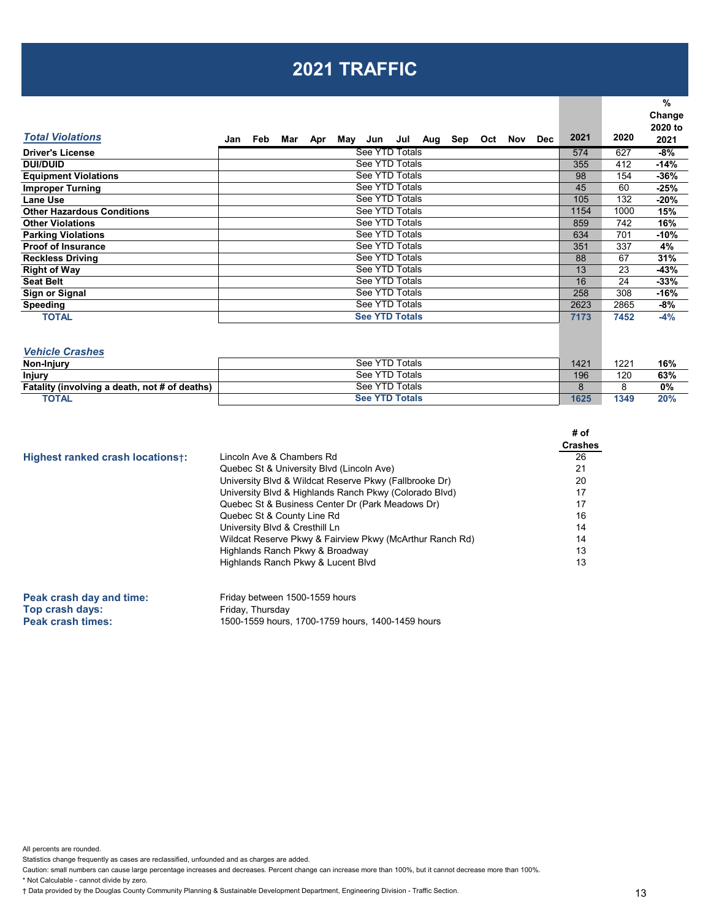# 2021 TRAFFIC

| ***Total Violations*** | Jan | Feb | Mar | Apr | May | Jun | Jul | Aug | Sep | Oct | Nov | Dec | 2021 | 2020 | % Change 2020 to 2021 |
|---|---|---|---|---|---|---|---|---|---|---|---|---|---|---|---|
| **Driver's License** | See YTD Totals | | | | | | | | | | | | 574 | 627 | **-8%** |
| **DUI/DUID** | See YTD Totals | | | | | | | | | | | | 355 | 412 | **-14%** |
| **Equipment Violations** | See YTD Totals | | | | | | | | | | | | 98 | 154 | **-36%** |
| **Improper Turning** | See YTD Totals | | | | | | | | | | | | 45 | 60 | **-25%** |
| **Lane Use** | See YTD Totals | | | | | | | | | | | | 105 | 132 | **-20%** |
| **Other Hazardous Conditions** | See YTD Totals | | | | | | | | | | | | 1154 | 1000 | **15%** |
| **Other Violations** | See YTD Totals | | | | | | | | | | | | 859 | 742 | **16%** |
| **Parking Violations** | See YTD Totals | | | | | | | | | | | | 634 | 701 | **-10%** |
| **Proof of Insurance** | See YTD Totals | | | | | | | | | | | | 351 | 337 | **4%** |
| **Reckless Driving** | See YTD Totals | | | | | | | | | | | | 88 | 67 | **31%** |
| **Right of Way** | See YTD Totals | | | | | | | | | | | | 13 | 23 | **-43%** |
| **Seat Belt** | See YTD Totals | | | | | | | | | | | | 16 | 24 | **-33%** |
| **Sign or Signal** | See YTD Totals | | | | | | | | | | | | 258 | 308 | **-16%** |
| **Speeding** | See YTD Totals | | | | | | | | | | | | 2623 | 2865 | **-8%** |
| **TOTAL** | **See YTD Totals** | | | | | | | | | | | | **7173** | **7452** | **-4%** |

| ***Vehicle Crashes*** | | 2021 | 2020 | % Change 2020 to 2021 |
|---|---|---|---|---|
| **Non-Injury** | See YTD Totals | 1421 | 1221 | **16%** |
| **Injury** | See YTD Totals | 196 | 120 | **63%** |
| **Fatality (involving a death, not # of deaths)** | See YTD Totals | 8 | 8 | **0%** |
| **TOTAL** | **See YTD Totals** | **1625** | **1349** | **20%** |

**Highest ranked crash locations†:**

| Location | # of Crashes |
|---|---|
| Lincoln Ave & Chambers Rd | 26 |
| Quebec St & University Blvd (Lincoln Ave) | 21 |
| University Blvd & Wildcat Reserve Pkwy (Fallbrooke Dr) | 20 |
| University Blvd & Highlands Ranch Pkwy (Colorado Blvd) | 17 |
| Quebec St & Business Center Dr (Park Meadows Dr) | 17 |
| Quebec St & County Line Rd | 16 |
| University Blvd & Cresthill Ln | 14 |
| Wildcat Reserve Pkwy & Fairview Pkwy (McArthur Ranch Rd) | 14 |
| Highlands Ranch Pkwy & Broadway | 13 |
| Highlands Ranch Pkwy & Lucent Blvd | 13 |

**Peak crash day and time:** Friday between 1500-1559 hours
**Top crash days:** Friday, Thursday
**Peak crash times:** 1500-1559 hours, 1700-1759 hours, 1400-1459 hours

All percents are rounded.
Statistics change frequently as cases are reclassified, unfounded and as charges are added.
Caution: small numbers can cause large percentage increases and decreases. Percent change can increase more than 100%, but it cannot decrease more than 100%.
* Not Calculable - cannot divide by zero.
† Data provided by the Douglas County Community Planning & Sustainable Development Department, Engineering Division - Traffic Section.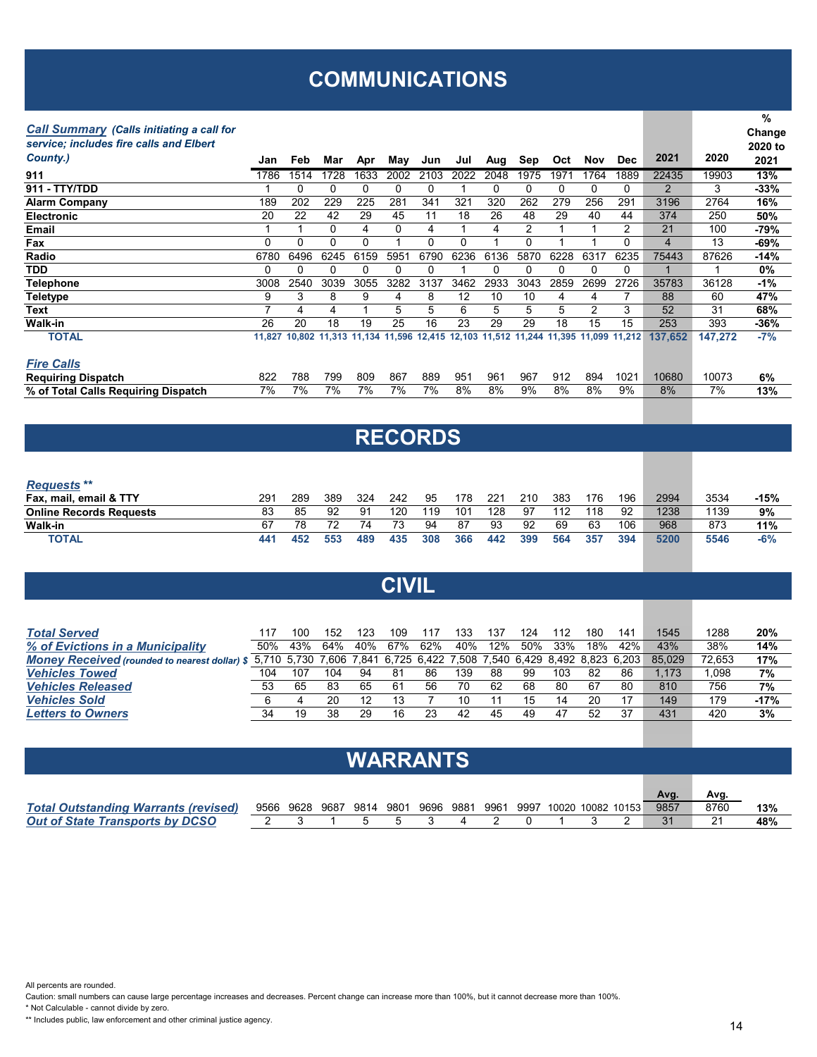# COMMUNICATIONS

| ***Call Summary*** *(Calls initiating a call for service; includes fire calls and Elbert County.)* | Jan | Feb | Mar | Apr | May | Jun | Jul | Aug | Sep | Oct | Nov | Dec | 2021 | 2020 | % Change 2020 to 2021 |
|---|---|---|---|---|---|---|---|---|---|---|---|---|---|---|---|
| **911** | 1786 | 1514 | 1728 | 1633 | 2002 | 2103 | 2022 | 2048 | 1975 | 1971 | 1764 | 1889 | 22435 | 19903 | **13%** |
| **911 - TTY/TDD** | 1 | 0 | 0 | 0 | 0 | 0 | 1 | 0 | 0 | 0 | 0 | 0 | 2 | 3 | **-33%** |
| **Alarm Company** | 189 | 202 | 229 | 225 | 281 | 341 | 321 | 320 | 262 | 279 | 256 | 291 | 3196 | 2764 | **16%** |
| **Electronic** | 20 | 22 | 42 | 29 | 45 | 11 | 18 | 26 | 48 | 29 | 40 | 44 | 374 | 250 | **50%** |
| **Email** | 1 | 1 | 0 | 4 | 0 | 4 | 1 | 4 | 2 | 1 | 1 | 2 | 21 | 100 | **-79%** |
| **Fax** | 0 | 0 | 0 | 0 | 1 | 0 | 0 | 1 | 0 | 1 | 1 | 0 | 4 | 13 | **-69%** |
| **Radio** | 6780 | 6496 | 6245 | 6159 | 5951 | 6790 | 6236 | 6136 | 5870 | 6228 | 6317 | 6235 | 75443 | 87626 | **-14%** |
| **TDD** | 0 | 0 | 0 | 0 | 0 | 0 | 1 | 0 | 0 | 0 | 0 | 0 | 1 | 1 | **0%** |
| **Telephone** | 3008 | 2540 | 3039 | 3055 | 3282 | 3137 | 3462 | 2933 | 3043 | 2859 | 2699 | 2726 | 35783 | 36128 | **-1%** |
| **Teletype** | 9 | 3 | 8 | 9 | 4 | 8 | 12 | 10 | 10 | 4 | 4 | 7 | 88 | 60 | **47%** |
| **Text** | 7 | 4 | 4 | 1 | 5 | 5 | 6 | 5 | 5 | 5 | 2 | 3 | 52 | 31 | **68%** |
| **Walk-in** | 26 | 20 | 18 | 19 | 25 | 16 | 23 | 29 | 29 | 18 | 15 | 15 | 253 | 393 | **-36%** |
| **TOTAL** | **11,827** | **10,802** | **11,313** | **11,134** | **11,596** | **12,415** | **12,103** | **11,512** | **11,244** | **11,395** | **11,099** | **11,212** | **137,652** | **147,272** | **-7%** |
| ***Fire Calls*** | | | | | | | | | | | | | | | |
| **Requiring Dispatch** | 822 | 788 | 799 | 809 | 867 | 889 | 951 | 961 | 967 | 912 | 894 | 1021 | 10680 | 10073 | **6%** |
| **% of Total Calls Requiring Dispatch** | 7% | 7% | 7% | 7% | 7% | 7% | 8% | 8% | 9% | 8% | 8% | 9% | 8% | 7% | **13%** |

# RECORDS

| ***Requests \*\**** | Jan | Feb | Mar | Apr | May | Jun | Jul | Aug | Sep | Oct | Nov | Dec | 2021 | 2020 | % Change 2020 to 2021 |
|---|---|---|---|---|---|---|---|---|---|---|---|---|---|---|---|
| **Fax, mail, email & TTY** | 291 | 289 | 389 | 324 | 242 | 95 | 178 | 221 | 210 | 383 | 176 | 196 | 2994 | 3534 | **-15%** |
| **Online Records Requests** | 83 | 85 | 92 | 91 | 120 | 119 | 101 | 128 | 97 | 112 | 118 | 92 | 1238 | 1139 | **9%** |
| **Walk-in** | 67 | 78 | 72 | 74 | 73 | 94 | 87 | 93 | 92 | 69 | 63 | 106 | 968 | 873 | **11%** |
| **TOTAL** | **441** | **452** | **553** | **489** | **435** | **308** | **366** | **442** | **399** | **564** | **357** | **394** | **5200** | **5546** | **-6%** |

# CIVIL

| | Jan | Feb | Mar | Apr | May | Jun | Jul | Aug | Sep | Oct | Nov | Dec | 2021 | 2020 | % Change 2020 to 2021 |
|---|---|---|---|---|---|---|---|---|---|---|---|---|---|---|---|
| ***Total Served*** | 117 | 100 | 152 | 123 | 109 | 117 | 133 | 137 | 124 | 112 | 180 | 141 | 1545 | 1288 | **20%** |
| ***% of Evictions in a Municipality*** | 50% | 43% | 64% | 40% | 67% | 62% | 40% | 12% | 50% | 33% | 18% | 42% | 43% | 38% | **14%** |
| ***Money Received** (rounded to nearest dollar) $* | 5,710 | 5,730 | 7,606 | 7,841 | 6,725 | 6,422 | 7,508 | 7,540 | 6,429 | 8,492 | 8,823 | 6,203 | 85,029 | 72,653 | **17%** |
| ***Vehicles Towed*** | 104 | 107 | 104 | 94 | 81 | 86 | 139 | 88 | 99 | 103 | 82 | 86 | 1,173 | 1,098 | **7%** |
| ***Vehicles Released*** | 53 | 65 | 83 | 65 | 61 | 56 | 70 | 62 | 68 | 80 | 67 | 80 | 810 | 756 | **7%** |
| ***Vehicles Sold*** | 6 | 4 | 20 | 12 | 13 | 7 | 10 | 11 | 15 | 14 | 20 | 17 | 149 | 179 | **-17%** |
| ***Letters to Owners*** | 34 | 19 | 38 | 29 | 16 | 23 | 42 | 45 | 49 | 47 | 52 | 37 | 431 | 420 | **3%** |

# WARRANTS

| | Jan | Feb | Mar | Apr | May | Jun | Jul | Aug | Sep | Oct | Nov | Dec | Avg. | Avg. | |
|---|---|---|---|---|---|---|---|---|---|---|---|---|---|---|---|
| ***Total Outstanding Warrants (revised)*** | 9566 | 9628 | 9687 | 9814 | 9801 | 9696 | 9881 | 9961 | 9997 | 10020 | 10082 | 10153 | 9857 | 8760 | **13%** |
| ***Out of State Transports by DCSO*** | 2 | 3 | 1 | 5 | 5 | 3 | 4 | 2 | 0 | 1 | 3 | 2 | 31 | 21 | **48%** |

All percents are rounded.

Caution: small numbers can cause large percentage increases and decreases. Percent change can increase more than 100%, but it cannot decrease more than 100%.

\* Not Calculable - cannot divide by zero.

\*\* Includes public, law enforcement and other criminal justice agency.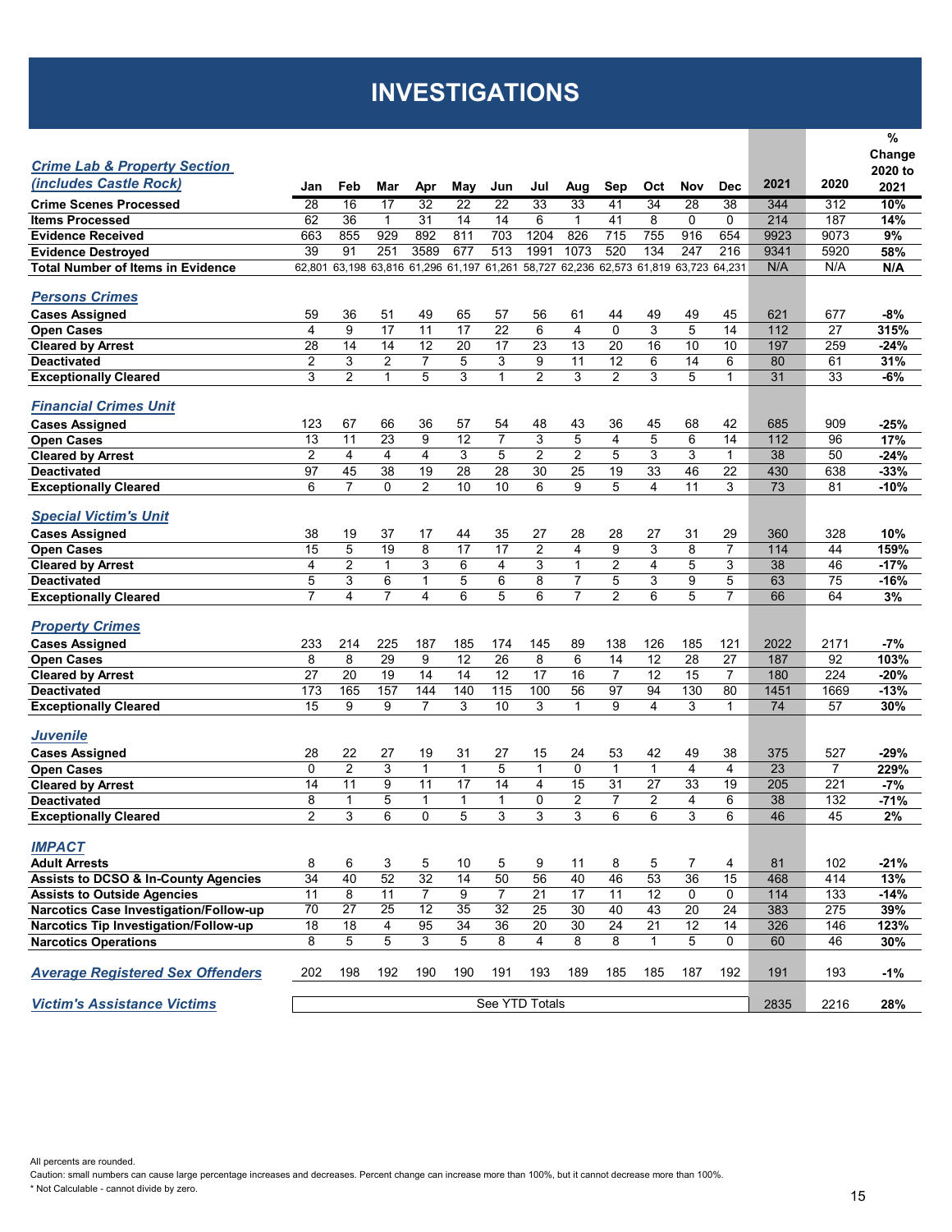# INVESTIGATIONS

| Crime Lab & Property Section (includes Castle Rock) | Jan | Feb | Mar | Apr | May | Jun | Jul | Aug | Sep | Oct | Nov | Dec | 2021 | 2020 | % Change 2020 to 2021 |
|---|---|---|---|---|---|---|---|---|---|---|---|---|---|---|---|
| **Crime Scenes Processed** | 28 | 16 | 17 | 32 | 22 | 22 | 33 | 33 | 41 | 34 | 28 | 38 | 344 | 312 | **10%** |
| **Items Processed** | 62 | 36 | 1 | 31 | 14 | 14 | 6 | 1 | 41 | 8 | 0 | 0 | 214 | 187 | **14%** |
| **Evidence Received** | 663 | 855 | 929 | 892 | 811 | 703 | 1204 | 826 | 715 | 755 | 916 | 654 | 9923 | 9073 | **9%** |
| **Evidence Destroyed** | 39 | 91 | 251 | 3589 | 677 | 513 | 1991 | 1073 | 520 | 134 | 247 | 216 | 9341 | 5920 | **58%** |
| **Total Number of Items in Evidence** | 62,801 | 63,198 | 63,816 | 61,296 | 61,197 | 61,261 | 58,727 | 62,236 | 62,573 | 61,819 | 63,723 | 64,231 | N/A | N/A | **N/A** |
| ***Persons Crimes*** | | | | | | | | | | | | | | | |
| **Cases Assigned** | 59 | 36 | 51 | 49 | 65 | 57 | 56 | 61 | 44 | 49 | 49 | 45 | 621 | 677 | **-8%** |
| **Open Cases** | 4 | 9 | 17 | 11 | 17 | 22 | 6 | 4 | 0 | 3 | 5 | 14 | 112 | 27 | **315%** |
| **Cleared by Arrest** | 28 | 14 | 14 | 12 | 20 | 17 | 23 | 13 | 20 | 16 | 10 | 10 | 197 | 259 | **-24%** |
| **Deactivated** | 2 | 3 | 2 | 7 | 5 | 3 | 9 | 11 | 12 | 6 | 14 | 6 | 80 | 61 | **31%** |
| **Exceptionally Cleared** | 3 | 2 | 1 | 5 | 3 | 1 | 2 | 3 | 2 | 3 | 5 | 1 | 31 | 33 | **-6%** |
| ***Financial Crimes Unit*** | | | | | | | | | | | | | | | |
| **Cases Assigned** | 123 | 67 | 66 | 36 | 57 | 54 | 48 | 43 | 36 | 45 | 68 | 42 | 685 | 909 | **-25%** |
| **Open Cases** | 13 | 11 | 23 | 9 | 12 | 7 | 3 | 5 | 4 | 5 | 6 | 14 | 112 | 96 | **17%** |
| **Cleared by Arrest** | 2 | 4 | 4 | 4 | 3 | 5 | 2 | 2 | 5 | 3 | 3 | 1 | 38 | 50 | **-24%** |
| **Deactivated** | 97 | 45 | 38 | 19 | 28 | 28 | 30 | 25 | 19 | 33 | 46 | 22 | 430 | 638 | **-33%** |
| **Exceptionally Cleared** | 6 | 7 | 0 | 2 | 10 | 10 | 6 | 9 | 5 | 4 | 11 | 3 | 73 | 81 | **-10%** |
| ***Special Victim's Unit*** | | | | | | | | | | | | | | | |
| **Cases Assigned** | 38 | 19 | 37 | 17 | 44 | 35 | 27 | 28 | 28 | 27 | 31 | 29 | 360 | 328 | **10%** |
| **Open Cases** | 15 | 5 | 19 | 8 | 17 | 17 | 2 | 4 | 9 | 3 | 8 | 7 | 114 | 44 | **159%** |
| **Cleared by Arrest** | 4 | 2 | 1 | 3 | 6 | 4 | 3 | 1 | 2 | 4 | 5 | 3 | 38 | 46 | **-17%** |
| **Deactivated** | 5 | 3 | 6 | 1 | 5 | 6 | 8 | 7 | 5 | 3 | 9 | 5 | 63 | 75 | **-16%** |
| **Exceptionally Cleared** | 7 | 4 | 7 | 4 | 6 | 5 | 6 | 7 | 2 | 6 | 5 | 7 | 66 | 64 | **3%** |
| ***Property Crimes*** | | | | | | | | | | | | | | | |
| **Cases Assigned** | 233 | 214 | 225 | 187 | 185 | 174 | 145 | 89 | 138 | 126 | 185 | 121 | 2022 | 2171 | **-7%** |
| **Open Cases** | 8 | 8 | 29 | 9 | 12 | 26 | 8 | 6 | 14 | 12 | 28 | 27 | 187 | 92 | **103%** |
| **Cleared by Arrest** | 27 | 20 | 19 | 14 | 14 | 12 | 17 | 16 | 7 | 12 | 15 | 7 | 180 | 224 | **-20%** |
| **Deactivated** | 173 | 165 | 157 | 144 | 140 | 115 | 100 | 56 | 97 | 94 | 130 | 80 | 1451 | 1669 | **-13%** |
| **Exceptionally Cleared** | 15 | 9 | 9 | 7 | 3 | 10 | 3 | 1 | 9 | 4 | 3 | 1 | 74 | 57 | **30%** |
| ***Juvenile*** | | | | | | | | | | | | | | | |
| **Cases Assigned** | 28 | 22 | 27 | 19 | 31 | 27 | 15 | 24 | 53 | 42 | 49 | 38 | 375 | 527 | **-29%** |
| **Open Cases** | 0 | 2 | 3 | 1 | 1 | 5 | 1 | 0 | 1 | 1 | 4 | 4 | 23 | 7 | **229%** |
| **Cleared by Arrest** | 14 | 11 | 9 | 11 | 17 | 14 | 4 | 15 | 31 | 27 | 33 | 19 | 205 | 221 | **-7%** |
| **Deactivated** | 8 | 1 | 5 | 1 | 1 | 1 | 0 | 2 | 7 | 2 | 4 | 6 | 38 | 132 | **-71%** |
| **Exceptionally Cleared** | 2 | 3 | 6 | 0 | 5 | 3 | 3 | 3 | 6 | 6 | 3 | 6 | 46 | 45 | **2%** |
| ***IMPACT*** | | | | | | | | | | | | | | | |
| **Adult Arrests** | 8 | 6 | 3 | 5 | 10 | 5 | 9 | 11 | 8 | 5 | 7 | 4 | 81 | 102 | **-21%** |
| **Assists to DCSO & In-County Agencies** | 34 | 40 | 52 | 32 | 14 | 50 | 56 | 40 | 46 | 53 | 36 | 15 | 468 | 414 | **13%** |
| **Assists to Outside Agencies** | 11 | 8 | 11 | 7 | 9 | 7 | 21 | 17 | 11 | 12 | 0 | 0 | 114 | 133 | **-14%** |
| **Narcotics Case Investigation/Follow-up** | 70 | 27 | 25 | 12 | 35 | 32 | 25 | 30 | 40 | 43 | 20 | 24 | 383 | 275 | **39%** |
| **Narcotics Tip Investigation/Follow-up** | 18 | 18 | 4 | 95 | 34 | 36 | 20 | 30 | 24 | 21 | 12 | 14 | 326 | 146 | **123%** |
| **Narcotics Operations** | 8 | 5 | 5 | 3 | 5 | 8 | 4 | 8 | 8 | 1 | 5 | 0 | 60 | 46 | **30%** |
| ***Average Registered Sex Offenders*** | 202 | 198 | 192 | 190 | 190 | 191 | 193 | 189 | 185 | 185 | 187 | 192 | 191 | 193 | **-1%** |
| ***Victim's Assistance Victims*** | See YTD Totals | | | | | | | | | | | | 2835 | 2216 | **28%** |

All percents are rounded.
Caution: small numbers can cause large percentage increases and decreases. Percent change can increase more than 100%, but it cannot decrease more than 100%.
* Not Calculable - cannot divide by zero.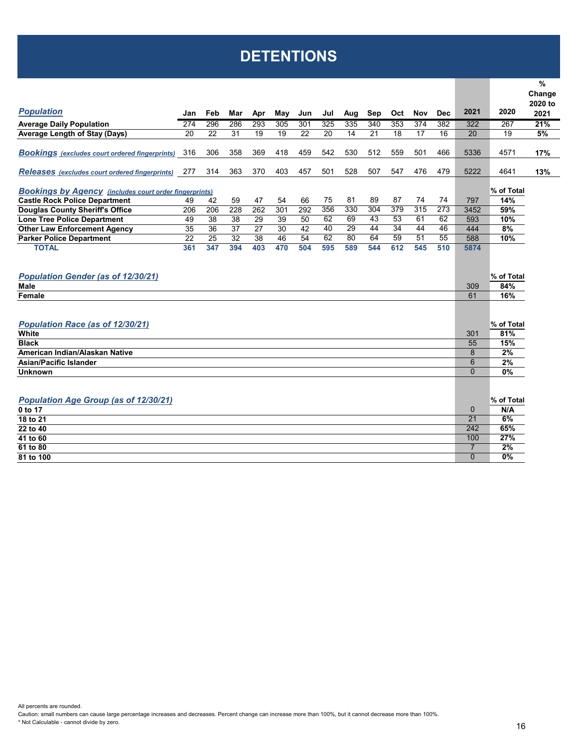# DETENTIONS

| *Population* | Jan | Feb | Mar | Apr | May | Jun | Jul | Aug | Sep | Oct | Nov | Dec | 2021 | 2020 | % Change 2020 to 2021 |
|---|---|---|---|---|---|---|---|---|---|---|---|---|---|---|---|
| **Average Daily Population** | 274 | 296 | 286 | 293 | 305 | 301 | 325 | 335 | 340 | 353 | 374 | 382 | 322 | 267 | **21%** |
| **Average Length of Stay (Days)** | 20 | 22 | 31 | 19 | 19 | 22 | 20 | 14 | 21 | 18 | 17 | 16 | 20 | 19 | **5%** |
| ***Bookings** (excludes court ordered fingerprints)* | 316 | 306 | 358 | 369 | 418 | 459 | 542 | 530 | 512 | 559 | 501 | 466 | 5336 | 4571 | **17%** |
| ***Releases** (excludes court ordered fingerprints)* | 277 | 314 | 363 | 370 | 403 | 457 | 501 | 528 | 507 | 547 | 476 | 479 | 5222 | 4641 | **13%** |

| ***Bookings by Agency** (includes court order fingerprints)* | Jan | Feb | Mar | Apr | May | Jun | Jul | Aug | Sep | Oct | Nov | Dec | 2021 | % of Total |
|---|---|---|---|---|---|---|---|---|---|---|---|---|---|---|
| **Castle Rock Police Department** | 49 | 42 | 59 | 47 | 54 | 66 | 75 | 81 | 89 | 87 | 74 | 74 | 797 | **14%** |
| **Douglas County Sheriff's Office** | 206 | 206 | 228 | 262 | 301 | 292 | 356 | 330 | 304 | 379 | 315 | 273 | 3452 | **59%** |
| **Lone Tree Police Department** | 49 | 38 | 38 | 29 | 39 | 50 | 62 | 69 | 43 | 53 | 61 | 62 | 593 | **10%** |
| **Other Law Enforcement Agency** | 35 | 36 | 37 | 27 | 30 | 42 | 40 | 29 | 44 | 34 | 44 | 46 | 444 | **8%** |
| **Parker Police Department** | 22 | 25 | 32 | 38 | 46 | 54 | 62 | 80 | 64 | 59 | 51 | 55 | 588 | **10%** |
| **TOTAL** | **361** | **347** | **394** | **403** | **470** | **504** | **595** | **589** | **544** | **612** | **545** | **510** | **5874** | |

| *Population Gender (as of 12/30/21)* | 2021 | % of Total |
|---|---|---|
| **Male** | 309 | **84%** |
| **Female** | 61 | **16%** |

| *Population Race (as of 12/30/21)* | 2021 | % of Total |
|---|---|---|
| **White** | 301 | **81%** |
| **Black** | 55 | **15%** |
| **American Indian/Alaskan Native** | 8 | **2%** |
| **Asian/Pacific Islander** | 6 | **2%** |
| **Unknown** | 0 | **0%** |

| *Population Age Group (as of 12/30/21)* | 2021 | % of Total |
|---|---|---|
| **0 to 17** | 0 | **N/A** |
| **18 to 21** | 21 | **6%** |
| **22 to 40** | 242 | **65%** |
| **41 to 60** | 100 | **27%** |
| **61 to 80** | 7 | **2%** |
| **81 to 100** | 0 | **0%** |

All percents are rounded.
Caution: small numbers can cause large percentage increases and decreases. Percent change can increase more than 100%, but it cannot decrease more than 100%.
* Not Calculable - cannot divide by zero.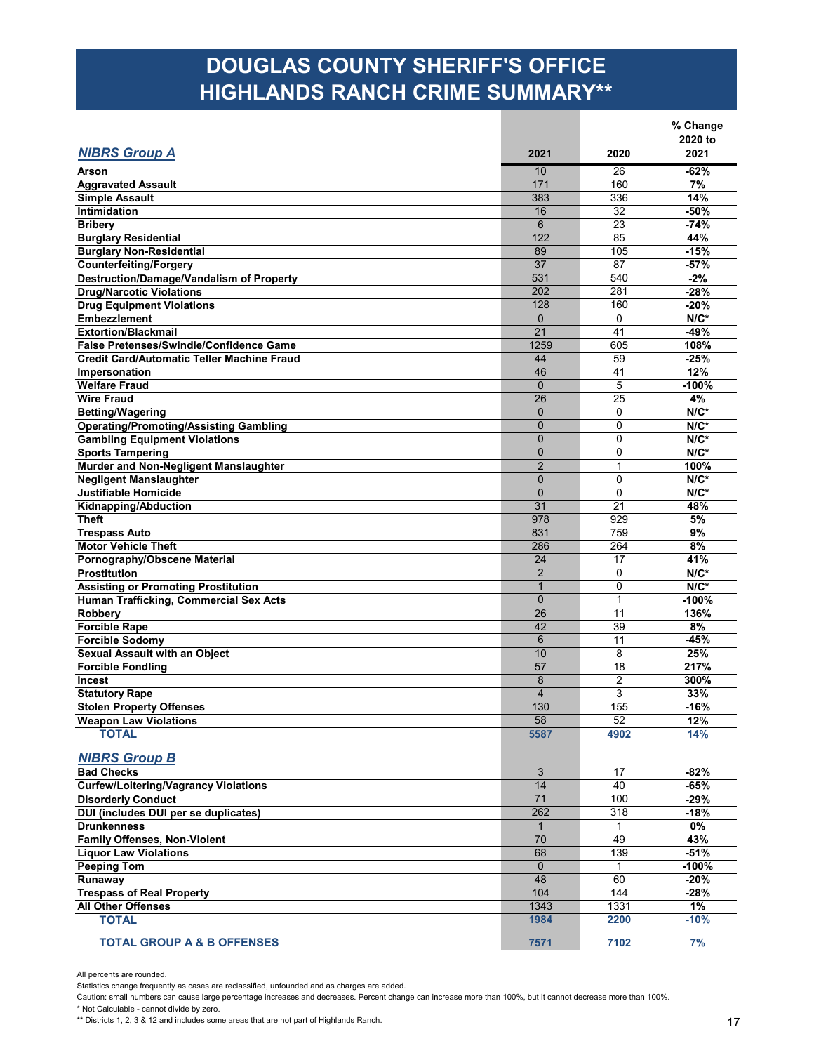# DOUGLAS COUNTY SHERIFF'S OFFICE HIGHLANDS RANCH CRIME SUMMARY**

| NIBRS Group A | 2021 | 2020 | % Change 2020 to 2021 |
|---|---|---|---|
| Arson | 10 | 26 | -62% |
| Aggravated Assault | 171 | 160 | 7% |
| Simple Assault | 383 | 336 | 14% |
| Intimidation | 16 | 32 | -50% |
| Bribery | 6 | 23 | -74% |
| Burglary Residential | 122 | 85 | 44% |
| Burglary Non-Residential | 89 | 105 | -15% |
| Counterfeiting/Forgery | 37 | 87 | -57% |
| Destruction/Damage/Vandalism of Property | 531 | 540 | -2% |
| Drug/Narcotic Violations | 202 | 281 | -28% |
| Drug Equipment Violations | 128 | 160 | -20% |
| Embezzlement | 0 | 0 | N/C* |
| Extortion/Blackmail | 21 | 41 | -49% |
| False Pretenses/Swindle/Confidence Game | 1259 | 605 | 108% |
| Credit Card/Automatic Teller Machine Fraud | 44 | 59 | -25% |
| Impersonation | 46 | 41 | 12% |
| Welfare Fraud | 0 | 5 | -100% |
| Wire Fraud | 26 | 25 | 4% |
| Betting/Wagering | 0 | 0 | N/C* |
| Operating/Promoting/Assisting Gambling | 0 | 0 | N/C* |
| Gambling Equipment Violations | 0 | 0 | N/C* |
| Sports Tampering | 0 | 0 | N/C* |
| Murder and Non-Negligent Manslaughter | 2 | 1 | 100% |
| Negligent Manslaughter | 0 | 0 | N/C* |
| Justifiable Homicide | 0 | 0 | N/C* |
| Kidnapping/Abduction | 31 | 21 | 48% |
| Theft | 978 | 929 | 5% |
| Trespass Auto | 831 | 759 | 9% |
| Motor Vehicle Theft | 286 | 264 | 8% |
| Pornography/Obscene Material | 24 | 17 | 41% |
| Prostitution | 2 | 0 | N/C* |
| Assisting or Promoting Prostitution | 1 | 0 | N/C* |
| Human Trafficking, Commercial Sex Acts | 0 | 1 | -100% |
| Robbery | 26 | 11 | 136% |
| Forcible Rape | 42 | 39 | 8% |
| Forcible Sodomy | 6 | 11 | -45% |
| Sexual Assault with an Object | 10 | 8 | 25% |
| Forcible Fondling | 57 | 18 | 217% |
| Incest | 8 | 2 | 300% |
| Statutory Rape | 4 | 3 | 33% |
| Stolen Property Offenses | 130 | 155 | -16% |
| Weapon Law Violations | 58 | 52 | 12% |
| **TOTAL** | **5587** | **4902** | **14%** |
| **NIBRS Group B** | | | |
| Bad Checks | 3 | 17 | -82% |
| Curfew/Loitering/Vagrancy Violations | 14 | 40 | -65% |
| Disorderly Conduct | 71 | 100 | -29% |
| DUI (includes DUI per se duplicates) | 262 | 318 | -18% |
| Drunkenness | 1 | 1 | 0% |
| Family Offenses, Non-Violent | 70 | 49 | 43% |
| Liquor Law Violations | 68 | 139 | -51% |
| Peeping Tom | 0 | 1 | -100% |
| Runaway | 48 | 60 | -20% |
| Trespass of Real Property | 104 | 144 | -28% |
| All Other Offenses | 1343 | 1331 | 1% |
| **TOTAL** | **1984** | **2200** | **-10%** |
| **TOTAL GROUP A & B OFFENSES** | **7571** | **7102** | **7%** |

All percents are rounded.

Statistics change frequently as cases are reclassified, unfounded and as charges are added.

Caution: small numbers can cause large percentage increases and decreases. Percent change can increase more than 100%, but it cannot decrease more than 100%.

* Not Calculable - cannot divide by zero.

** Districts 1, 2, 3 & 12 and includes some areas that are not part of Highlands Ranch.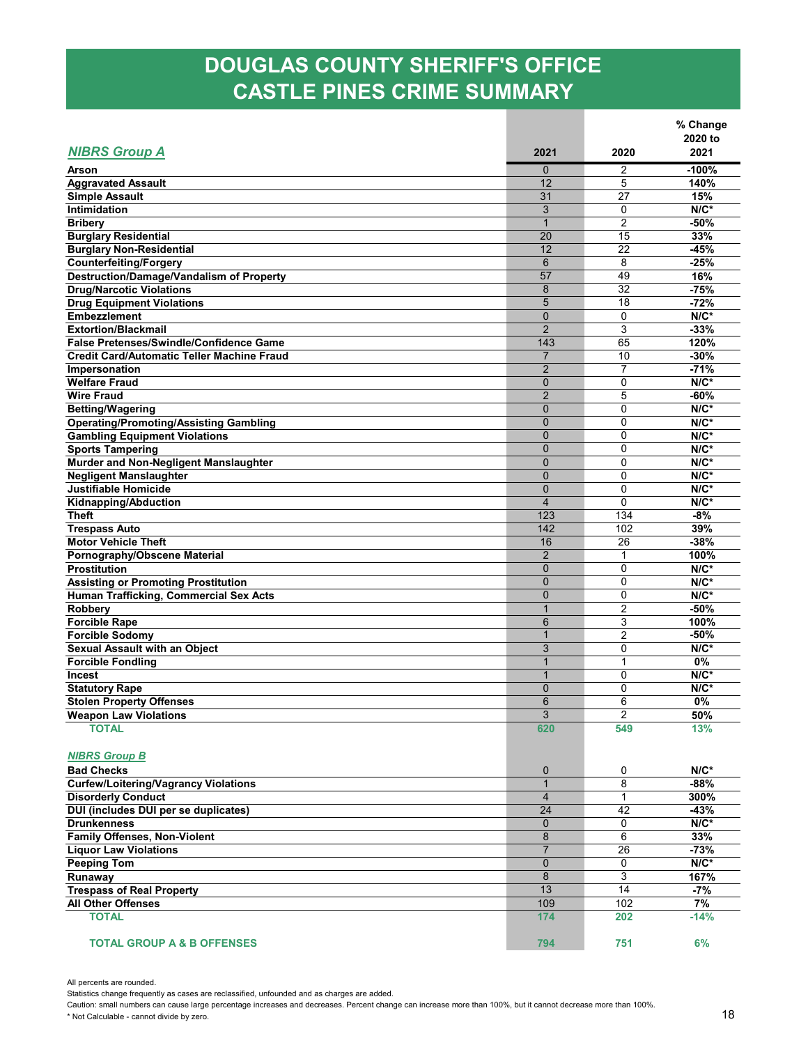# DOUGLAS COUNTY SHERIFF'S OFFICE
# CASTLE PINES CRIME SUMMARY

| ***NIBRS Group A*** | 2021 | 2020 | % Change 2020 to 2021 |
|---|---|---|---|
| **Arson** | 0 | 2 | **-100%** |
| **Aggravated Assault** | 12 | 5 | **140%** |
| **Simple Assault** | 31 | 27 | **15%** |
| **Intimidation** | 3 | 0 | **N/C*** |
| **Bribery** | 1 | 2 | **-50%** |
| **Burglary Residential** | 20 | 15 | **33%** |
| **Burglary Non-Residential** | 12 | 22 | **-45%** |
| **Counterfeiting/Forgery** | 6 | 8 | **-25%** |
| **Destruction/Damage/Vandalism of Property** | 57 | 49 | **16%** |
| **Drug/Narcotic Violations** | 8 | 32 | **-75%** |
| **Drug Equipment Violations** | 5 | 18 | **-72%** |
| **Embezzlement** | 0 | 0 | **N/C*** |
| **Extortion/Blackmail** | 2 | 3 | **-33%** |
| **False Pretenses/Swindle/Confidence Game** | 143 | 65 | **120%** |
| **Credit Card/Automatic Teller Machine Fraud** | 7 | 10 | **-30%** |
| **Impersonation** | 2 | 7 | **-71%** |
| **Welfare Fraud** | 0 | 0 | **N/C*** |
| **Wire Fraud** | 2 | 5 | **-60%** |
| **Betting/Wagering** | 0 | 0 | **N/C*** |
| **Operating/Promoting/Assisting Gambling** | 0 | 0 | **N/C*** |
| **Gambling Equipment Violations** | 0 | 0 | **N/C*** |
| **Sports Tampering** | 0 | 0 | **N/C*** |
| **Murder and Non-Negligent Manslaughter** | 0 | 0 | **N/C*** |
| **Negligent Manslaughter** | 0 | 0 | **N/C*** |
| **Justifiable Homicide** | 0 | 0 | **N/C*** |
| **Kidnapping/Abduction** | 4 | 0 | **N/C*** |
| **Theft** | 123 | 134 | **-8%** |
| **Trespass Auto** | 142 | 102 | **39%** |
| **Motor Vehicle Theft** | 16 | 26 | **-38%** |
| **Pornography/Obscene Material** | 2 | 1 | **100%** |
| **Prostitution** | 0 | 0 | **N/C*** |
| **Assisting or Promoting Prostitution** | 0 | 0 | **N/C*** |
| **Human Trafficking, Commercial Sex Acts** | 0 | 0 | **N/C*** |
| **Robbery** | 1 | 2 | **-50%** |
| **Forcible Rape** | 6 | 3 | **100%** |
| **Forcible Sodomy** | 1 | 2 | **-50%** |
| **Sexual Assault with an Object** | 3 | 0 | **N/C*** |
| **Forcible Fondling** | 1 | 1 | **0%** |
| **Incest** | 1 | 0 | **N/C*** |
| **Statutory Rape** | 0 | 0 | **N/C*** |
| **Stolen Property Offenses** | 6 | 6 | **0%** |
| **Weapon Law Violations** | 3 | 2 | **50%** |
| **TOTAL** | **620** | **549** | **13%** |
| ***NIBRS Group B*** | | | |
| **Bad Checks** | 0 | 0 | **N/C*** |
| **Curfew/Loitering/Vagrancy Violations** | 1 | 8 | **-88%** |
| **Disorderly Conduct** | 4 | 1 | **300%** |
| **DUI (includes DUI per se duplicates)** | 24 | 42 | **-43%** |
| **Drunkenness** | 0 | 0 | **N/C*** |
| **Family Offenses, Non-Violent** | 8 | 6 | **33%** |
| **Liquor Law Violations** | 7 | 26 | **-73%** |
| **Peeping Tom** | 0 | 0 | **N/C*** |
| **Runaway** | 8 | 3 | **167%** |
| **Trespass of Real Property** | 13 | 14 | **-7%** |
| **All Other Offenses** | 109 | 102 | **7%** |
| **TOTAL** | **174** | **202** | **-14%** |
| **TOTAL GROUP A & B OFFENSES** | **794** | **751** | **6%** |

All percents are rounded.
Statistics change frequently as cases are reclassified, unfounded and as charges are added.
Caution: small numbers can cause large percentage increases and decreases. Percent change can increase more than 100%, but it cannot decrease more than 100%.
* Not Calculable - cannot divide by zero.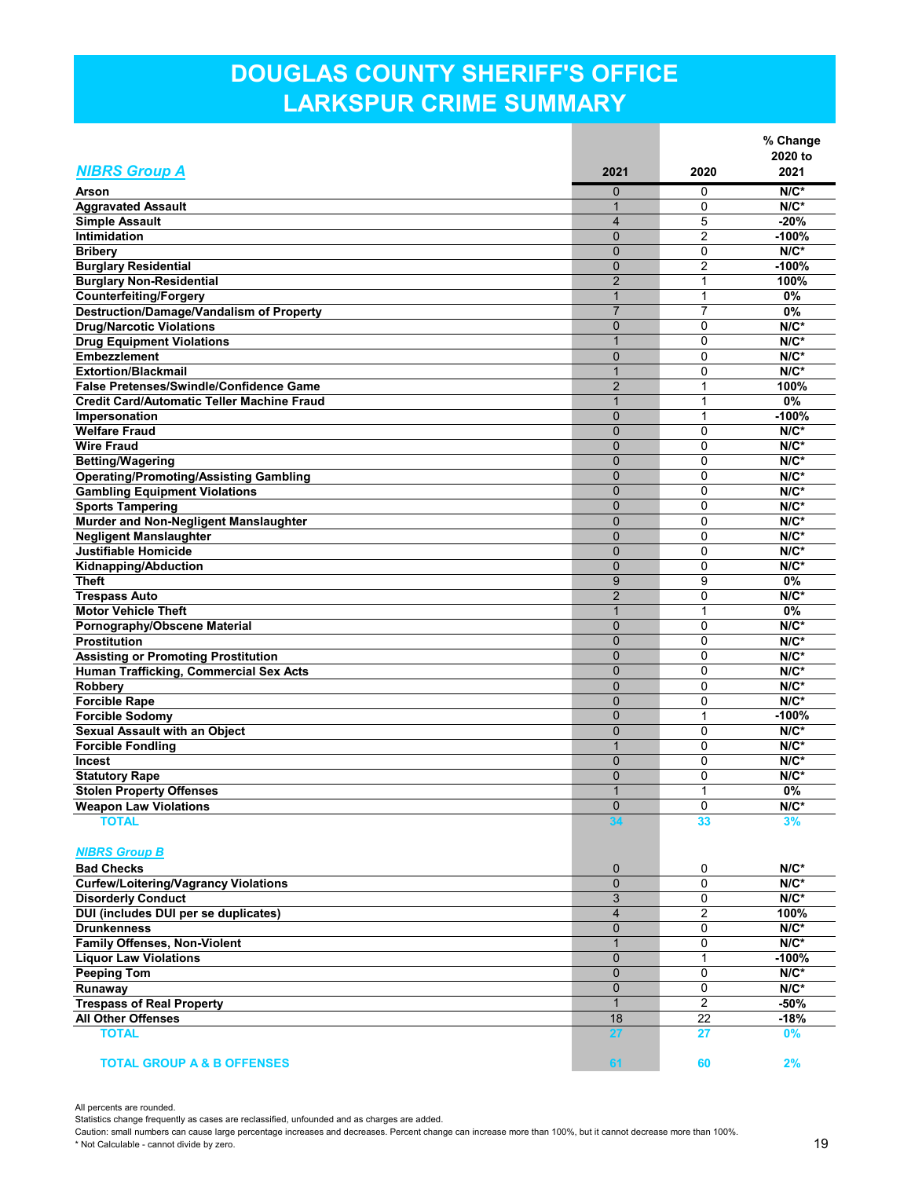# DOUGLAS COUNTY SHERIFF'S OFFICE
# LARKSPUR CRIME SUMMARY

| NIBRS Group A | 2021 | 2020 | % Change 2020 to 2021 |
|---|---|---|---|
| Arson | 0 | 0 | N/C* |
| Aggravated Assault | 1 | 0 | N/C* |
| Simple Assault | 4 | 5 | -20% |
| Intimidation | 0 | 2 | -100% |
| Bribery | 0 | 0 | N/C* |
| Burglary Residential | 0 | 2 | -100% |
| Burglary Non-Residential | 2 | 1 | 100% |
| Counterfeiting/Forgery | 1 | 1 | 0% |
| Destruction/Damage/Vandalism of Property | 7 | 7 | 0% |
| Drug/Narcotic Violations | 0 | 0 | N/C* |
| Drug Equipment Violations | 1 | 0 | N/C* |
| Embezzlement | 0 | 0 | N/C* |
| Extortion/Blackmail | 1 | 0 | N/C* |
| False Pretenses/Swindle/Confidence Game | 2 | 1 | 100% |
| Credit Card/Automatic Teller Machine Fraud | 1 | 1 | 0% |
| Impersonation | 0 | 1 | -100% |
| Welfare Fraud | 0 | 0 | N/C* |
| Wire Fraud | 0 | 0 | N/C* |
| Betting/Wagering | 0 | 0 | N/C* |
| Operating/Promoting/Assisting Gambling | 0 | 0 | N/C* |
| Gambling Equipment Violations | 0 | 0 | N/C* |
| Sports Tampering | 0 | 0 | N/C* |
| Murder and Non-Negligent Manslaughter | 0 | 0 | N/C* |
| Negligent Manslaughter | 0 | 0 | N/C* |
| Justifiable Homicide | 0 | 0 | N/C* |
| Kidnapping/Abduction | 0 | 0 | N/C* |
| Theft | 9 | 9 | 0% |
| Trespass Auto | 2 | 0 | N/C* |
| Motor Vehicle Theft | 1 | 1 | 0% |
| Pornography/Obscene Material | 0 | 0 | N/C* |
| Prostitution | 0 | 0 | N/C* |
| Assisting or Promoting Prostitution | 0 | 0 | N/C* |
| Human Trafficking, Commercial Sex Acts | 0 | 0 | N/C* |
| Robbery | 0 | 0 | N/C* |
| Forcible Rape | 0 | 0 | N/C* |
| Forcible Sodomy | 0 | 1 | -100% |
| Sexual Assault with an Object | 0 | 0 | N/C* |
| Forcible Fondling | 1 | 0 | N/C* |
| Incest | 0 | 0 | N/C* |
| Statutory Rape | 0 | 0 | N/C* |
| Stolen Property Offenses | 1 | 1 | 0% |
| Weapon Law Violations | 0 | 0 | N/C* |
| TOTAL | 34 | 33 | 3% |
| | | | |
| NIBRS Group B | | | |
| Bad Checks | 0 | 0 | N/C* |
| Curfew/Loitering/Vagrancy Violations | 0 | 0 | N/C* |
| Disorderly Conduct | 3 | 0 | N/C* |
| DUI (includes DUI per se duplicates) | 4 | 2 | 100% |
| Drunkenness | 0 | 0 | N/C* |
| Family Offenses, Non-Violent | 1 | 0 | N/C* |
| Liquor Law Violations | 0 | 1 | -100% |
| Peeping Tom | 0 | 0 | N/C* |
| Runaway | 0 | 0 | N/C* |
| Trespass of Real Property | 1 | 2 | -50% |
| All Other Offenses | 18 | 22 | -18% |
| TOTAL | 27 | 27 | 0% |
| | | | |
| TOTAL GROUP A & B OFFENSES | 61 | 60 | 2% |

All percents are rounded.
Statistics change frequently as cases are reclassified, unfounded and as charges are added.
Caution: small numbers can cause large percentage increases and decreases. Percent change can increase more than 100%, but it cannot decrease more than 100%.
* Not Calculable - cannot divide by zero.